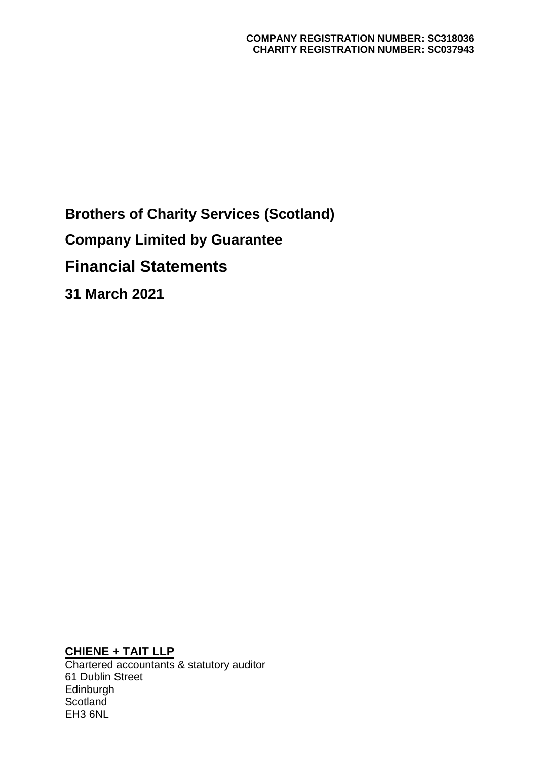**COMPANY REGISTRATION NUMBER: SC318036**
**CHARITY REGISTRATION NUMBER: SC037943**

# Brothers of Charity Services (Scotland)

## Company Limited by Guarantee

# Financial Statements

## 31 March 2021

**CHIENE + TAIT LLP**
Chartered accountants & statutory auditor
61 Dublin Street
Edinburgh
Scotland
EH3 6NL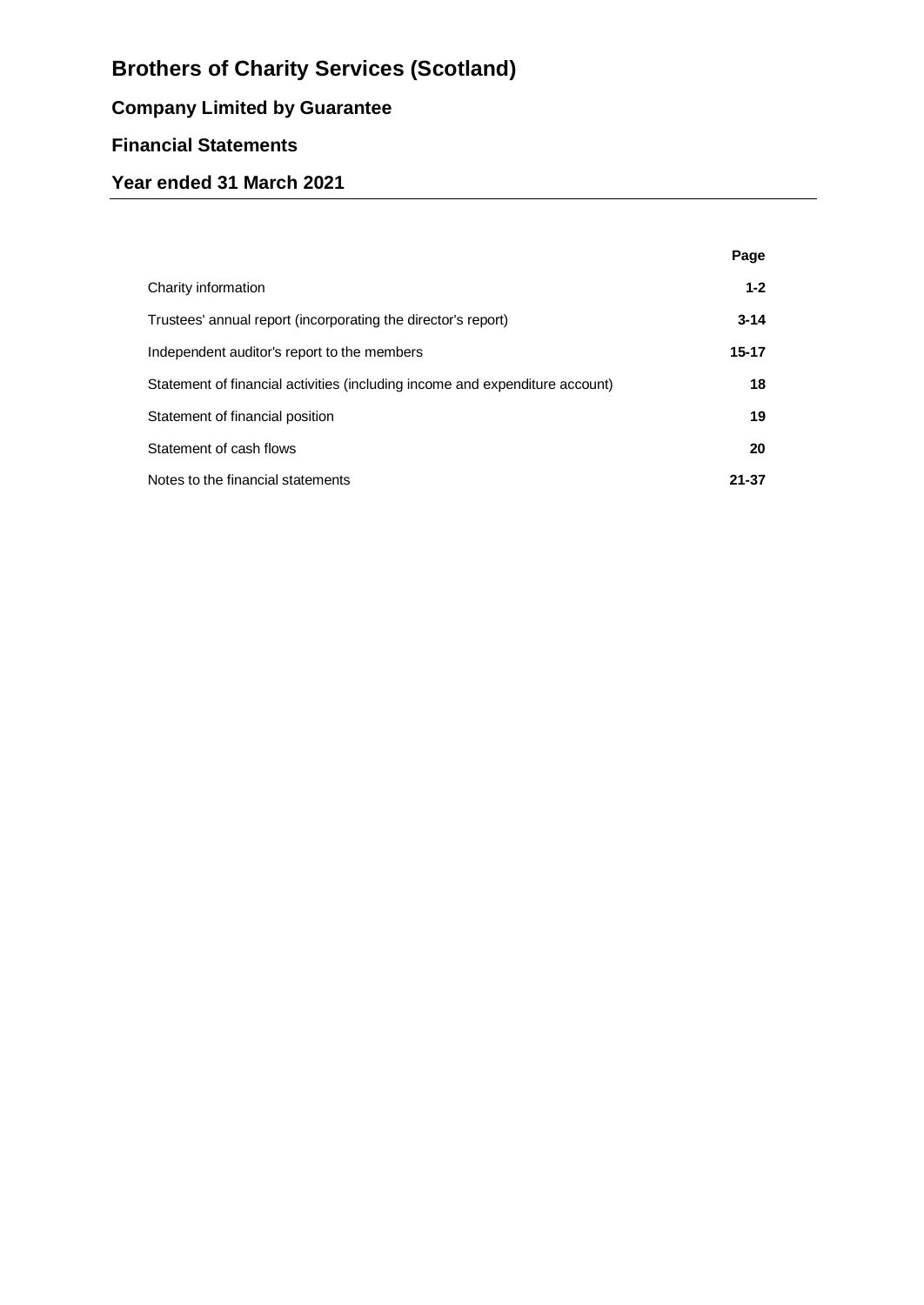# Brothers of Charity Services (Scotland)

## Company Limited by Guarantee

## Financial Statements

## Year ended 31 March 2021

| | Page |
|---|---|
| Charity information | **1-2** |
| Trustees' annual report (incorporating the director's report) | **3-14** |
| Independent auditor's report to the members | **15-17** |
| Statement of financial activities (including income and expenditure account) | **18** |
| Statement of financial position | **19** |
| Statement of cash flows | **20** |
| Notes to the financial statements | **21-37** |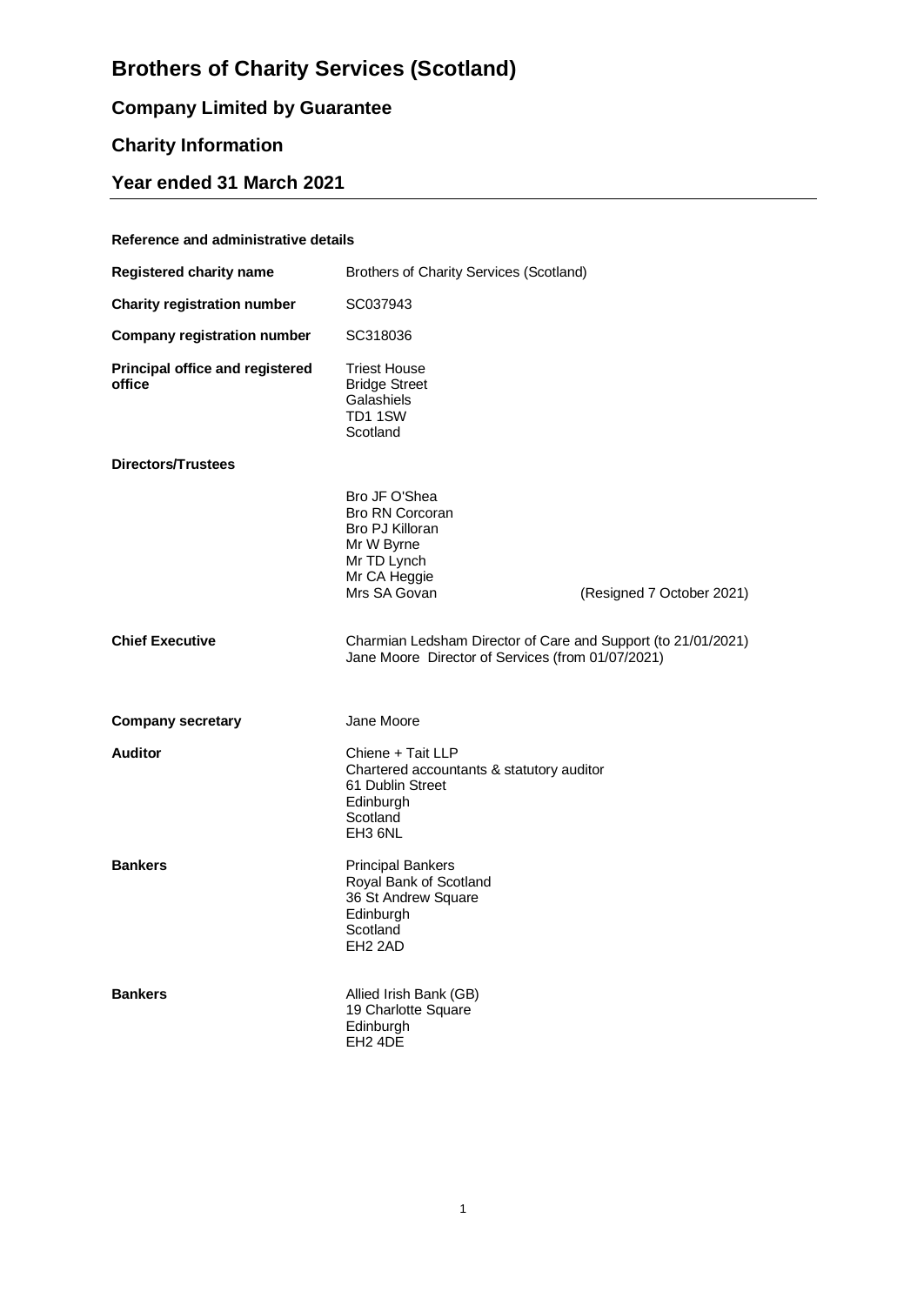# Brothers of Charity Services (Scotland)

## Company Limited by Guarantee

## Charity Information

## Year ended 31 March 2021

**Reference and administrative details**

| | |
|---|---|
| **Registered charity name** | Brothers of Charity Services (Scotland) |
| **Charity registration number** | SC037943 |
| **Company registration number** | SC318036 |
| **Principal office and registered office** | Triest House<br>Bridge Street<br>Galashiels<br>TD1 1SW<br>Scotland |

**Directors/Trustees**

| | |
|---|---|
| Bro JF O'Shea | |
| Bro RN Corcoran | |
| Bro PJ Killoran | |
| Mr W Byrne | |
| Mr TD Lynch | |
| Mr CA Heggie | |
| Mrs SA Govan | (Resigned 7 October 2021) |

| | |
|---|---|
| **Chief Executive** | Charmian Ledsham Director of Care and Support (to 21/01/2021)<br>Jane Moore Director of Services (from 01/07/2021) |
| **Company secretary** | Jane Moore |
| **Auditor** | Chiene + Tait LLP<br>Chartered accountants & statutory auditor<br>61 Dublin Street<br>Edinburgh<br>Scotland<br>EH3 6NL |
| **Bankers** | Principal Bankers<br>Royal Bank of Scotland<br>36 St Andrew Square<br>Edinburgh<br>Scotland<br>EH2 2AD |
| **Bankers** | Allied Irish Bank (GB)<br>19 Charlotte Square<br>Edinburgh<br>EH2 4DE |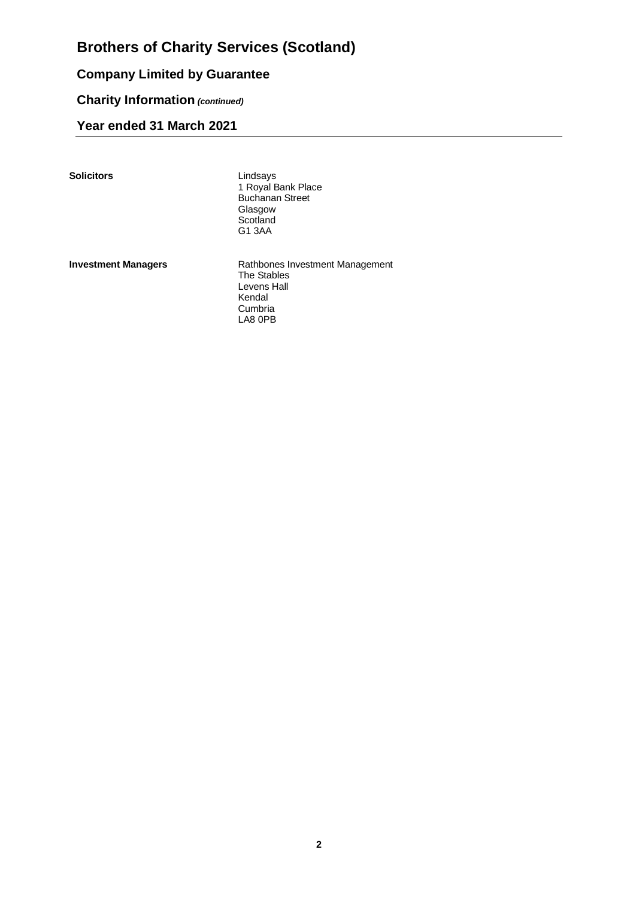# Brothers of Charity Services (Scotland)

## Company Limited by Guarantee

## Charity Information *(continued)*

## Year ended 31 March 2021

| | |
|---|---|
| **Solicitors** | Lindsays<br>1 Royal Bank Place<br>Buchanan Street<br>Glasgow<br>Scotland<br>G1 3AA |
| **Investment Managers** | Rathbones Investment Management<br>The Stables<br>Levens Hall<br>Kendal<br>Cumbria<br>LA8 0PB |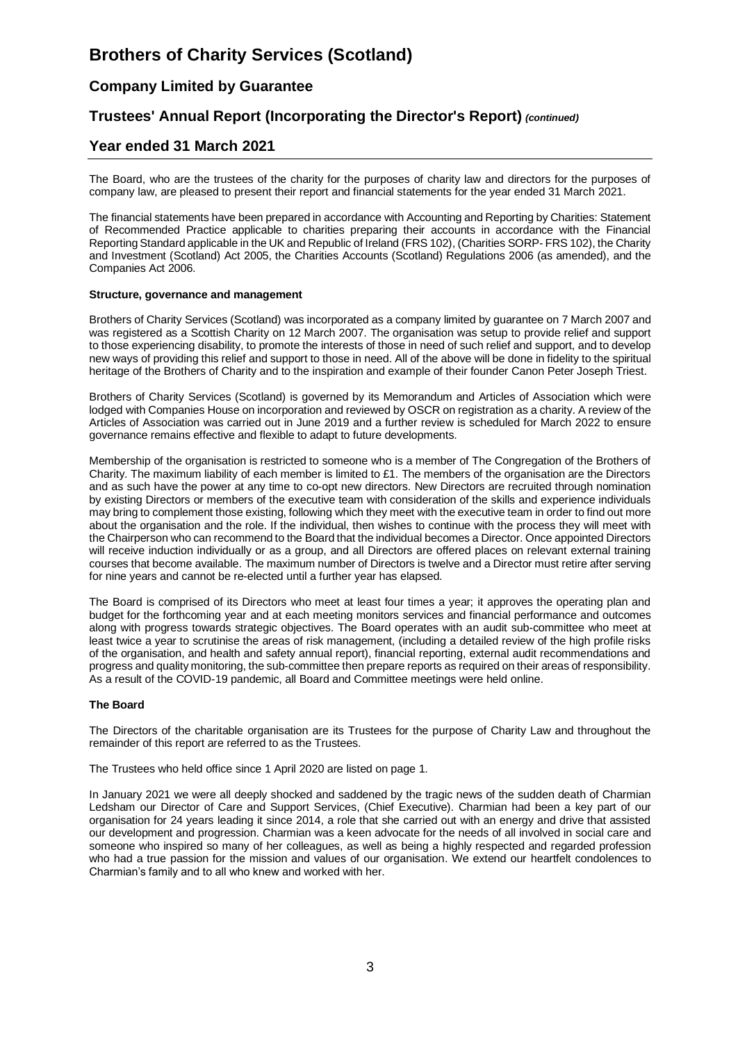# Brothers of Charity Services (Scotland)

## Company Limited by Guarantee

## Trustees' Annual Report (Incorporating the Director's Report) *(continued)*

## Year ended 31 March 2021

The Board, who are the trustees of the charity for the purposes of charity law and directors for the purposes of company law, are pleased to present their report and financial statements for the year ended 31 March 2021.

The financial statements have been prepared in accordance with Accounting and Reporting by Charities: Statement of Recommended Practice applicable to charities preparing their accounts in accordance with the Financial Reporting Standard applicable in the UK and Republic of Ireland (FRS 102), (Charities SORP- FRS 102), the Charity and Investment (Scotland) Act 2005, the Charities Accounts (Scotland) Regulations 2006 (as amended), and the Companies Act 2006.

**Structure, governance and management**

Brothers of Charity Services (Scotland) was incorporated as a company limited by guarantee on 7 March 2007 and was registered as a Scottish Charity on 12 March 2007. The organisation was setup to provide relief and support to those experiencing disability, to promote the interests of those in need of such relief and support, and to develop new ways of providing this relief and support to those in need. All of the above will be done in fidelity to the spiritual heritage of the Brothers of Charity and to the inspiration and example of their founder Canon Peter Joseph Triest.

Brothers of Charity Services (Scotland) is governed by its Memorandum and Articles of Association which were lodged with Companies House on incorporation and reviewed by OSCR on registration as a charity. A review of the Articles of Association was carried out in June 2019 and a further review is scheduled for March 2022 to ensure governance remains effective and flexible to adapt to future developments.

Membership of the organisation is restricted to someone who is a member of The Congregation of the Brothers of Charity. The maximum liability of each member is limited to £1. The members of the organisation are the Directors and as such have the power at any time to co-opt new directors. New Directors are recruited through nomination by existing Directors or members of the executive team with consideration of the skills and experience individuals may bring to complement those existing, following which they meet with the executive team in order to find out more about the organisation and the role. If the individual, then wishes to continue with the process they will meet with the Chairperson who can recommend to the Board that the individual becomes a Director. Once appointed Directors will receive induction individually or as a group, and all Directors are offered places on relevant external training courses that become available. The maximum number of Directors is twelve and a Director must retire after serving for nine years and cannot be re-elected until a further year has elapsed.

The Board is comprised of its Directors who meet at least four times a year; it approves the operating plan and budget for the forthcoming year and at each meeting monitors services and financial performance and outcomes along with progress towards strategic objectives. The Board operates with an audit sub-committee who meet at least twice a year to scrutinise the areas of risk management, (including a detailed review of the high profile risks of the organisation, and health and safety annual report), financial reporting, external audit recommendations and progress and quality monitoring, the sub-committee then prepare reports as required on their areas of responsibility. As a result of the COVID-19 pandemic, all Board and Committee meetings were held online.

**The Board**

The Directors of the charitable organisation are its Trustees for the purpose of Charity Law and throughout the remainder of this report are referred to as the Trustees.

The Trustees who held office since 1 April 2020 are listed on page 1.

In January 2021 we were all deeply shocked and saddened by the tragic news of the sudden death of Charmian Ledsham our Director of Care and Support Services, (Chief Executive). Charmian had been a key part of our organisation for 24 years leading it since 2014, a role that she carried out with an energy and drive that assisted our development and progression. Charmian was a keen advocate for the needs of all involved in social care and someone who inspired so many of her colleagues, as well as being a highly respected and regarded profession who had a true passion for the mission and values of our organisation. We extend our heartfelt condolences to Charmian's family and to all who knew and worked with her.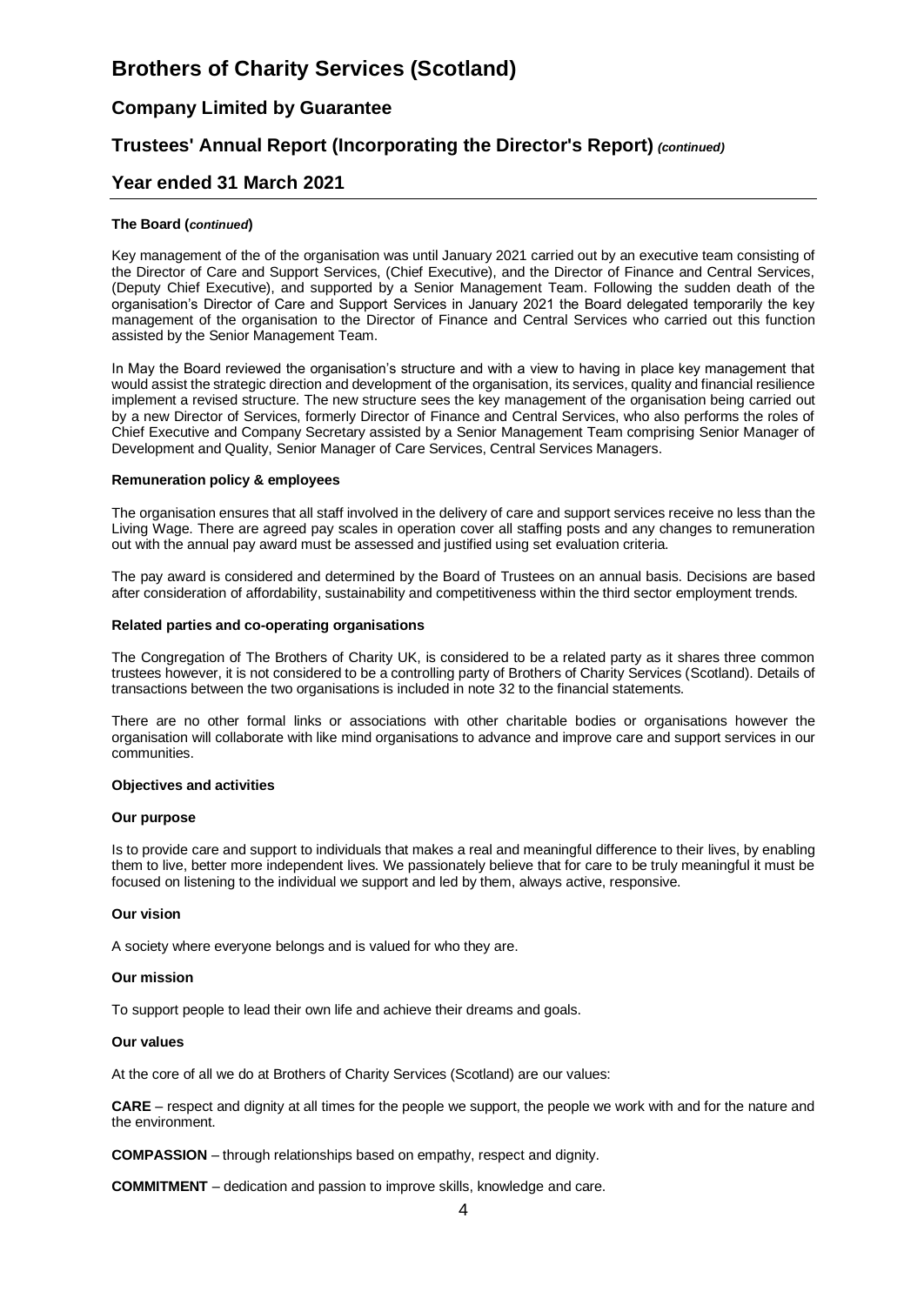**The Board (*continued*)**

Key management of the of the organisation was until January 2021 carried out by an executive team consisting of the Director of Care and Support Services, (Chief Executive), and the Director of Finance and Central Services, (Deputy Chief Executive), and supported by a Senior Management Team. Following the sudden death of the organisation's Director of Care and Support Services in January 2021 the Board delegated temporarily the key management of the organisation to the Director of Finance and Central Services who carried out this function assisted by the Senior Management Team.

In May the Board reviewed the organisation's structure and with a view to having in place key management that would assist the strategic direction and development of the organisation, its services, quality and financial resilience implement a revised structure. The new structure sees the key management of the organisation being carried out by a new Director of Services, formerly Director of Finance and Central Services, who also performs the roles of Chief Executive and Company Secretary assisted by a Senior Management Team comprising Senior Manager of Development and Quality, Senior Manager of Care Services, Central Services Managers.

**Remuneration policy & employees**

The organisation ensures that all staff involved in the delivery of care and support services receive no less than the Living Wage. There are agreed pay scales in operation cover all staffing posts and any changes to remuneration out with the annual pay award must be assessed and justified using set evaluation criteria.

The pay award is considered and determined by the Board of Trustees on an annual basis. Decisions are based after consideration of affordability, sustainability and competitiveness within the third sector employment trends.

**Related parties and co-operating organisations**

The Congregation of The Brothers of Charity UK, is considered to be a related party as it shares three common trustees however, it is not considered to be a controlling party of Brothers of Charity Services (Scotland). Details of transactions between the two organisations is included in note 32 to the financial statements.

There are no other formal links or associations with other charitable bodies or organisations however the organisation will collaborate with like mind organisations to advance and improve care and support services in our communities.

**Objectives and activities**

**Our purpose**

Is to provide care and support to individuals that makes a real and meaningful difference to their lives, by enabling them to live, better more independent lives. We passionately believe that for care to be truly meaningful it must be focused on listening to the individual we support and led by them, always active, responsive.

**Our vision**

A society where everyone belongs and is valued for who they are.

**Our mission**

To support people to lead their own life and achieve their dreams and goals.

**Our values**

At the core of all we do at Brothers of Charity Services (Scotland) are our values:

**CARE** – respect and dignity at all times for the people we support, the people we work with and for the nature and the environment.

**COMPASSION** – through relationships based on empathy, respect and dignity.

**COMMITMENT** – dedication and passion to improve skills, knowledge and care.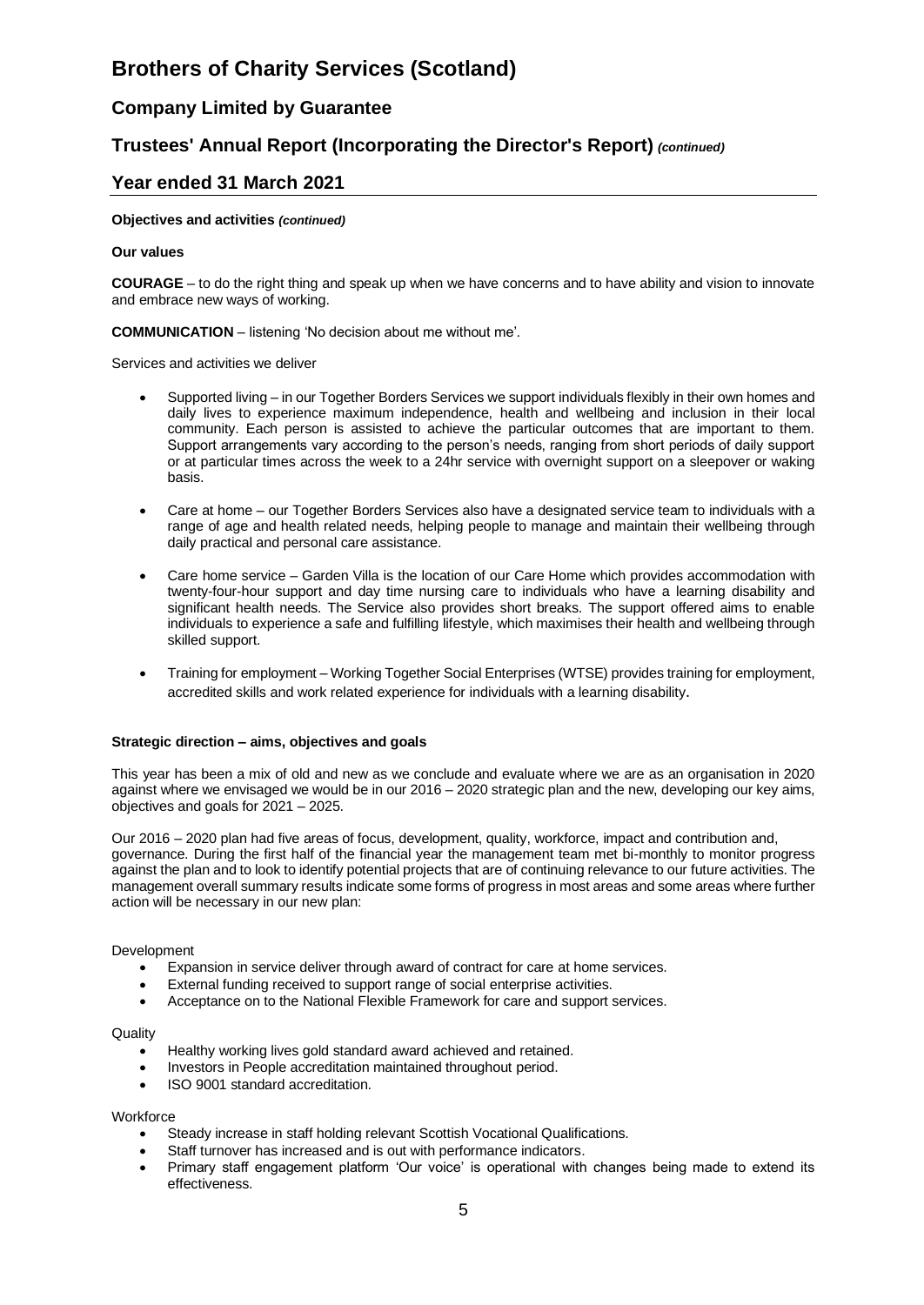**Objectives and activities *(continued)***

**Our values**

**COURAGE** – to do the right thing and speak up when we have concerns and to have ability and vision to innovate and embrace new ways of working.

**COMMUNICATION** – listening 'No decision about me without me'.

Services and activities we deliver

- Supported living – in our Together Borders Services we support individuals flexibly in their own homes and daily lives to experience maximum independence, health and wellbeing and inclusion in their local community. Each person is assisted to achieve the particular outcomes that are important to them. Support arrangements vary according to the person's needs, ranging from short periods of daily support or at particular times across the week to a 24hr service with overnight support on a sleepover or waking basis.
- Care at home – our Together Borders Services also have a designated service team to individuals with a range of age and health related needs, helping people to manage and maintain their wellbeing through daily practical and personal care assistance.
- Care home service – Garden Villa is the location of our Care Home which provides accommodation with twenty-four-hour support and day time nursing care to individuals who have a learning disability and significant health needs. The Service also provides short breaks. The support offered aims to enable individuals to experience a safe and fulfilling lifestyle, which maximises their health and wellbeing through skilled support.
- Training for employment – Working Together Social Enterprises (WTSE) provides training for employment, accredited skills and work related experience for individuals with a learning disability.

**Strategic direction – aims, objectives and goals**

This year has been a mix of old and new as we conclude and evaluate where we are as an organisation in 2020 against where we envisaged we would be in our 2016 – 2020 strategic plan and the new, developing our key aims, objectives and goals for 2021 – 2025.

Our 2016 – 2020 plan had five areas of focus, development, quality, workforce, impact and contribution and, governance. During the first half of the financial year the management team met bi-monthly to monitor progress against the plan and to look to identify potential projects that are of continuing relevance to our future activities. The management overall summary results indicate some forms of progress in most areas and some areas where further action will be necessary in our new plan:

Development

- Expansion in service deliver through award of contract for care at home services.
- External funding received to support range of social enterprise activities.
- Acceptance on to the National Flexible Framework for care and support services.

Quality

- Healthy working lives gold standard award achieved and retained.
- Investors in People accreditation maintained throughout period.
- ISO 9001 standard accreditation.

Workforce

- Steady increase in staff holding relevant Scottish Vocational Qualifications.
- Staff turnover has increased and is out with performance indicators.
- Primary staff engagement platform 'Our voice' is operational with changes being made to extend its effectiveness.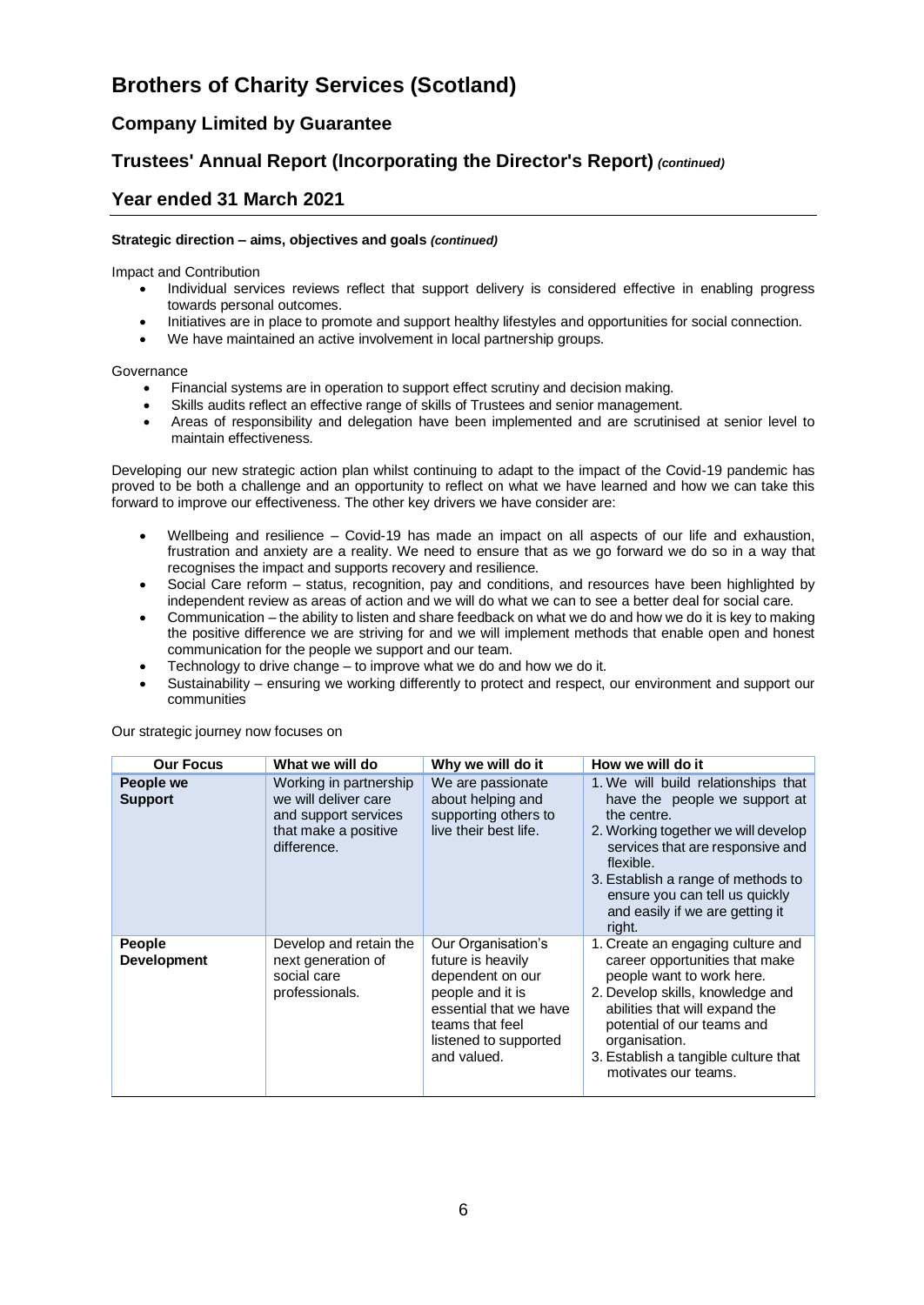# Brothers of Charity Services (Scotland)

## Company Limited by Guarantee

## Trustees' Annual Report (Incorporating the Director's Report) *(continued)*

## Year ended 31 March 2021

**Strategic direction – aims, objectives and goals** ***(continued)***

Impact and Contribution

- Individual services reviews reflect that support delivery is considered effective in enabling progress towards personal outcomes.
- Initiatives are in place to promote and support healthy lifestyles and opportunities for social connection.
- We have maintained an active involvement in local partnership groups.

Governance

- Financial systems are in operation to support effect scrutiny and decision making.
- Skills audits reflect an effective range of skills of Trustees and senior management.
- Areas of responsibility and delegation have been implemented and are scrutinised at senior level to maintain effectiveness.

Developing our new strategic action plan whilst continuing to adapt to the impact of the Covid-19 pandemic has proved to be both a challenge and an opportunity to reflect on what we have learned and how we can take this forward to improve our effectiveness. The other key drivers we have consider are:

- Wellbeing and resilience – Covid-19 has made an impact on all aspects of our life and exhaustion, frustration and anxiety are a reality. We need to ensure that as we go forward we do so in a way that recognises the impact and supports recovery and resilience.
- Social Care reform – status, recognition, pay and conditions, and resources have been highlighted by independent review as areas of action and we will do what we can to see a better deal for social care.
- Communication – the ability to listen and share feedback on what we do and how we do it is key to making the positive difference we are striving for and we will implement methods that enable open and honest communication for the people we support and our team.
- Technology to drive change – to improve what we do and how we do it.
- Sustainability – ensuring we working differently to protect and respect, our environment and support our communities

Our strategic journey now focuses on

| Our Focus | What we will do | Why we will do it | How we will do it |
|---|---|---|---|
| **People we Support** | Working in partnership we will deliver care and support services that make a positive difference. | We are passionate about helping and supporting others to live their best life. | 1. We will build relationships that have the people we support at the centre.<br>2. Working together we will develop services that are responsive and flexible.<br>3. Establish a range of methods to ensure you can tell us quickly and easily if we are getting it right. |
| **People Development** | Develop and retain the next generation of social care professionals. | Our Organisation's future is heavily dependent on our people and it is essential that we have teams that feel listened to supported and valued. | 1. Create an engaging culture and career opportunities that make people want to work here.<br>2. Develop skills, knowledge and abilities that will expand the potential of our teams and organisation.<br>3. Establish a tangible culture that motivates our teams. |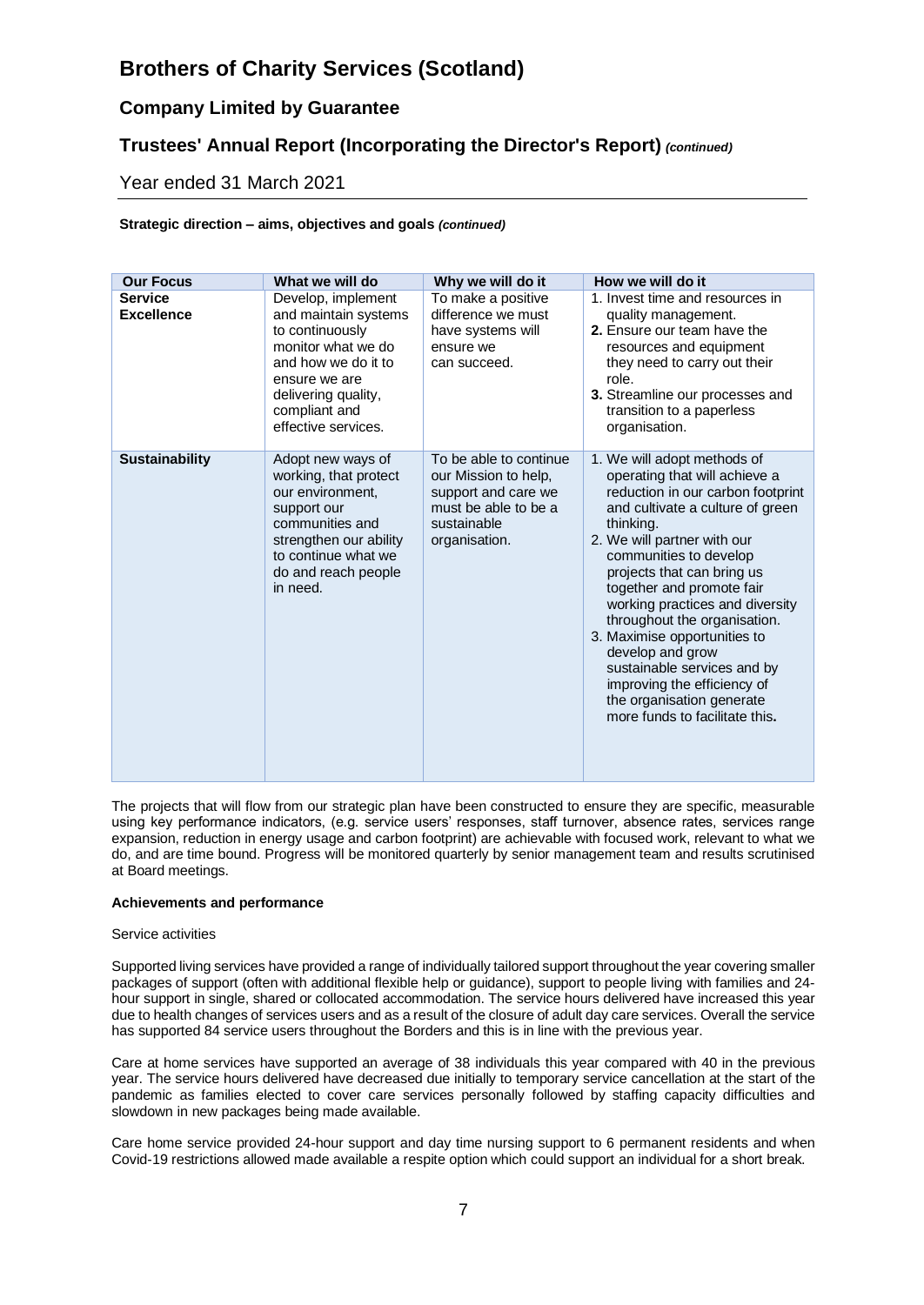# Brothers of Charity Services (Scotland)

## Company Limited by Guarantee

## Trustees' Annual Report (Incorporating the Director's Report) *(continued)*

Year ended 31 March 2021

**Strategic direction – aims, objectives and goals** ***(continued)***

| Our Focus | What we will do | Why we will do it | How we will do it |
|---|---|---|---|
| **Service Excellence** | Develop, implement and maintain systems to continuously monitor what we do and how we do it to ensure we are delivering quality, compliant and effective services. | To make a positive difference we must have systems will ensure we can succeed. | 1. Invest time and resources in quality management.<br>**2.** Ensure our team have the resources and equipment they need to carry out their role.<br>**3.** Streamline our processes and transition to a paperless organisation. |
| **Sustainability** | Adopt new ways of working, that protect our environment, support our communities and strengthen our ability to continue what we do and reach people in need. | To be able to continue our Mission to help, support and care we must be able to be a sustainable organisation. | 1. We will adopt methods of operating that will achieve a reduction in our carbon footprint and cultivate a culture of green thinking.<br>2. We will partner with our communities to develop projects that can bring us together and promote fair working practices and diversity throughout the organisation.<br>3. Maximise opportunities to develop and grow sustainable services and by improving the efficiency of the organisation generate more funds to facilitate this**.** |

The projects that will flow from our strategic plan have been constructed to ensure they are specific, measurable using key performance indicators, (e.g. service users' responses, staff turnover, absence rates, services range expansion, reduction in energy usage and carbon footprint) are achievable with focused work, relevant to what we do, and are time bound. Progress will be monitored quarterly by senior management team and results scrutinised at Board meetings.

**Achievements and performance**

Service activities

Supported living services have provided a range of individually tailored support throughout the year covering smaller packages of support (often with additional flexible help or guidance), support to people living with families and 24-hour support in single, shared or collocated accommodation. The service hours delivered have increased this year due to health changes of services users and as a result of the closure of adult day care services. Overall the service has supported 84 service users throughout the Borders and this is in line with the previous year.

Care at home services have supported an average of 38 individuals this year compared with 40 in the previous year. The service hours delivered have decreased due initially to temporary service cancellation at the start of the pandemic as families elected to cover care services personally followed by staffing capacity difficulties and slowdown in new packages being made available.

Care home service provided 24-hour support and day time nursing support to 6 permanent residents and when Covid-19 restrictions allowed made available a respite option which could support an individual for a short break.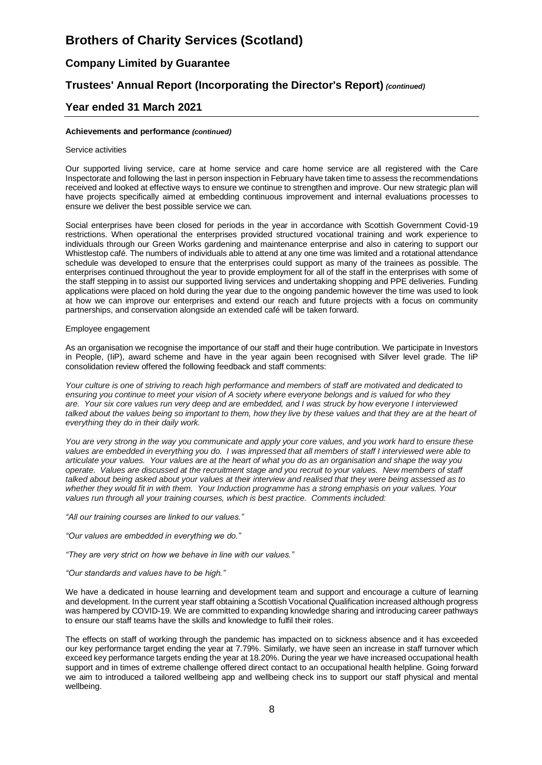#### Achievements and performance *(continued)*

Service activities

Our supported living service, care at home service and care home service are all registered with the Care Inspectorate and following the last in person inspection in February have taken time to assess the recommendations received and looked at effective ways to ensure we continue to strengthen and improve. Our new strategic plan will have projects specifically aimed at embedding continuous improvement and internal evaluations processes to ensure we deliver the best possible service we can.

Social enterprises have been closed for periods in the year in accordance with Scottish Government Covid-19 restrictions. When operational the enterprises provided structured vocational training and work experience to individuals through our Green Works gardening and maintenance enterprise and also in catering to support our Whistlestop café. The numbers of individuals able to attend at any one time was limited and a rotational attendance schedule was developed to ensure that the enterprises could support as many of the trainees as possible. The enterprises continued throughout the year to provide employment for all of the staff in the enterprises with some of the staff stepping in to assist our supported living services and undertaking shopping and PPE deliveries. Funding applications were placed on hold during the year due to the ongoing pandemic however the time was used to look at how we can improve our enterprises and extend our reach and future projects with a focus on community partnerships, and conservation alongside an extended café will be taken forward.

Employee engagement

As an organisation we recognise the importance of our staff and their huge contribution. We participate in Investors in People, (IiP), award scheme and have in the year again been recognised with Silver level grade. The IiP consolidation review offered the following feedback and staff comments:

*Your culture is one of striving to reach high performance and members of staff are motivated and dedicated to ensuring you continue to meet your vision of A society where everyone belongs and is valued for who they are. Your six core values run very deep and are embedded, and I was struck by how everyone I interviewed talked about the values being so important to them, how they live by these values and that they are at the heart of everything they do in their daily work.*

*You are very strong in the way you communicate and apply your core values, and you work hard to ensure these values are embedded in everything you do. I was impressed that all members of staff I interviewed were able to articulate your values. Your values are at the heart of what you do as an organisation and shape the way you operate. Values are discussed at the recruitment stage and you recruit to your values. New members of staff talked about being asked about your values at their interview and realised that they were being assessed as to whether they would fit in with them. Your Induction programme has a strong emphasis on your values. Your values run through all your training courses, which is best practice. Comments included:*

*"All our training courses are linked to our values."*

*"Our values are embedded in everything we do."*

*"They are very strict on how we behave in line with our values."*

*"Our standards and values have to be high."*

We have a dedicated in house learning and development team and support and encourage a culture of learning and development. In the current year staff obtaining a Scottish Vocational Qualification increased although progress was hampered by COVID-19. We are committed to expanding knowledge sharing and introducing career pathways to ensure our staff teams have the skills and knowledge to fulfil their roles.

The effects on staff of working through the pandemic has impacted on to sickness absence and it has exceeded our key performance target ending the year at 7.79%. Similarly, we have seen an increase in staff turnover which exceed key performance targets ending the year at 18.20%. During the year we have increased occupational health support and in times of extreme challenge offered direct contact to an occupational health helpline. Going forward we aim to introduced a tailored wellbeing app and wellbeing check ins to support our staff physical and mental wellbeing.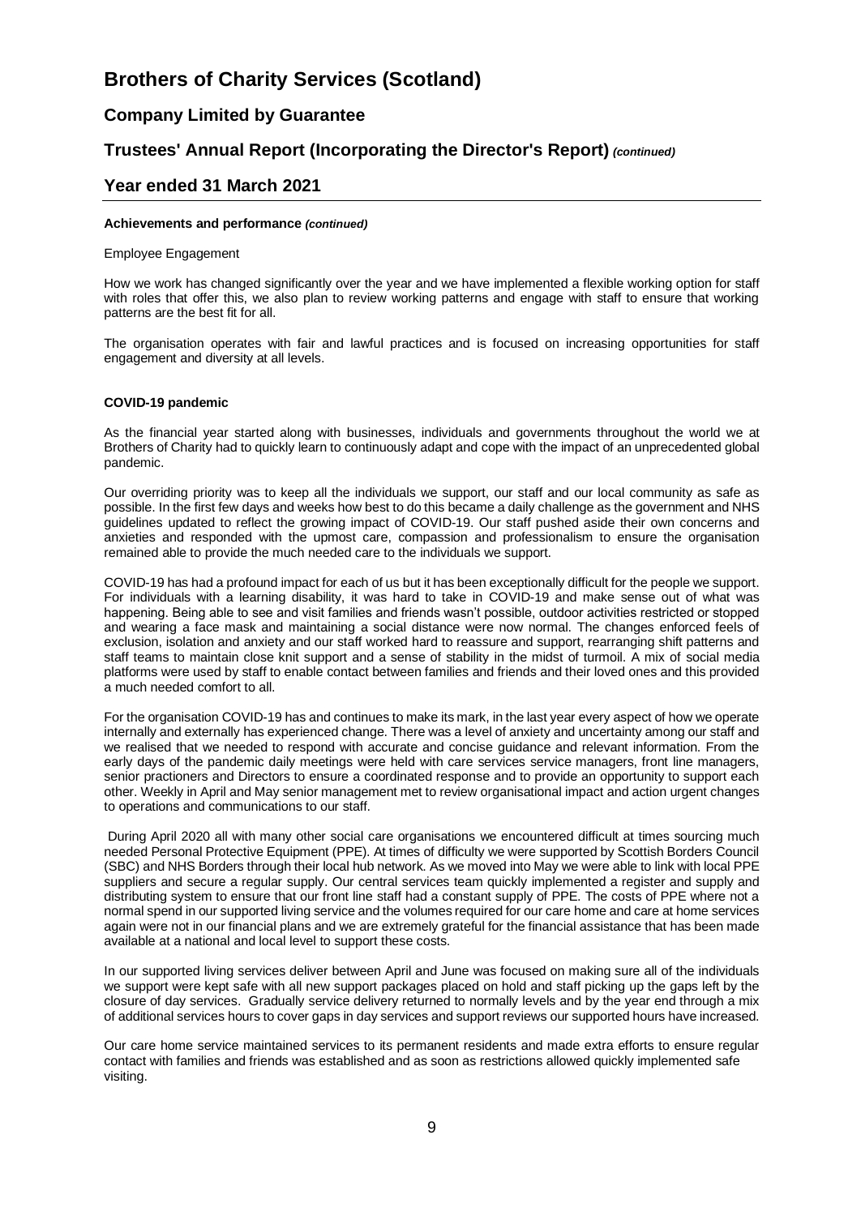# Brothers of Charity Services (Scotland)

## Company Limited by Guarantee

## Trustees' Annual Report (Incorporating the Director's Report) *(continued)*

## Year ended 31 March 2021

**Achievements and performance *(continued)***

Employee Engagement

How we work has changed significantly over the year and we have implemented a flexible working option for staff with roles that offer this, we also plan to review working patterns and engage with staff to ensure that working patterns are the best fit for all.

The organisation operates with fair and lawful practices and is focused on increasing opportunities for staff engagement and diversity at all levels.

**COVID-19 pandemic**

As the financial year started along with businesses, individuals and governments throughout the world we at Brothers of Charity had to quickly learn to continuously adapt and cope with the impact of an unprecedented global pandemic.

Our overriding priority was to keep all the individuals we support, our staff and our local community as safe as possible. In the first few days and weeks how best to do this became a daily challenge as the government and NHS guidelines updated to reflect the growing impact of COVID-19. Our staff pushed aside their own concerns and anxieties and responded with the upmost care, compassion and professionalism to ensure the organisation remained able to provide the much needed care to the individuals we support.

COVID-19 has had a profound impact for each of us but it has been exceptionally difficult for the people we support. For individuals with a learning disability, it was hard to take in COVID-19 and make sense out of what was happening. Being able to see and visit families and friends wasn't possible, outdoor activities restricted or stopped and wearing a face mask and maintaining a social distance were now normal. The changes enforced feels of exclusion, isolation and anxiety and our staff worked hard to reassure and support, rearranging shift patterns and staff teams to maintain close knit support and a sense of stability in the midst of turmoil. A mix of social media platforms were used by staff to enable contact between families and friends and their loved ones and this provided a much needed comfort to all.

For the organisation COVID-19 has and continues to make its mark, in the last year every aspect of how we operate internally and externally has experienced change. There was a level of anxiety and uncertainty among our staff and we realised that we needed to respond with accurate and concise guidance and relevant information. From the early days of the pandemic daily meetings were held with care services service managers, front line managers, senior practioners and Directors to ensure a coordinated response and to provide an opportunity to support each other. Weekly in April and May senior management met to review organisational impact and action urgent changes to operations and communications to our staff.

During April 2020 all with many other social care organisations we encountered difficult at times sourcing much needed Personal Protective Equipment (PPE). At times of difficulty we were supported by Scottish Borders Council (SBC) and NHS Borders through their local hub network. As we moved into May we were able to link with local PPE suppliers and secure a regular supply. Our central services team quickly implemented a register and supply and distributing system to ensure that our front line staff had a constant supply of PPE. The costs of PPE where not a normal spend in our supported living service and the volumes required for our care home and care at home services again were not in our financial plans and we are extremely grateful for the financial assistance that has been made available at a national and local level to support these costs.

In our supported living services deliver between April and June was focused on making sure all of the individuals we support were kept safe with all new support packages placed on hold and staff picking up the gaps left by the closure of day services. Gradually service delivery returned to normally levels and by the year end through a mix of additional services hours to cover gaps in day services and support reviews our supported hours have increased.

Our care home service maintained services to its permanent residents and made extra efforts to ensure regular contact with families and friends was established and as soon as restrictions allowed quickly implemented safe visiting.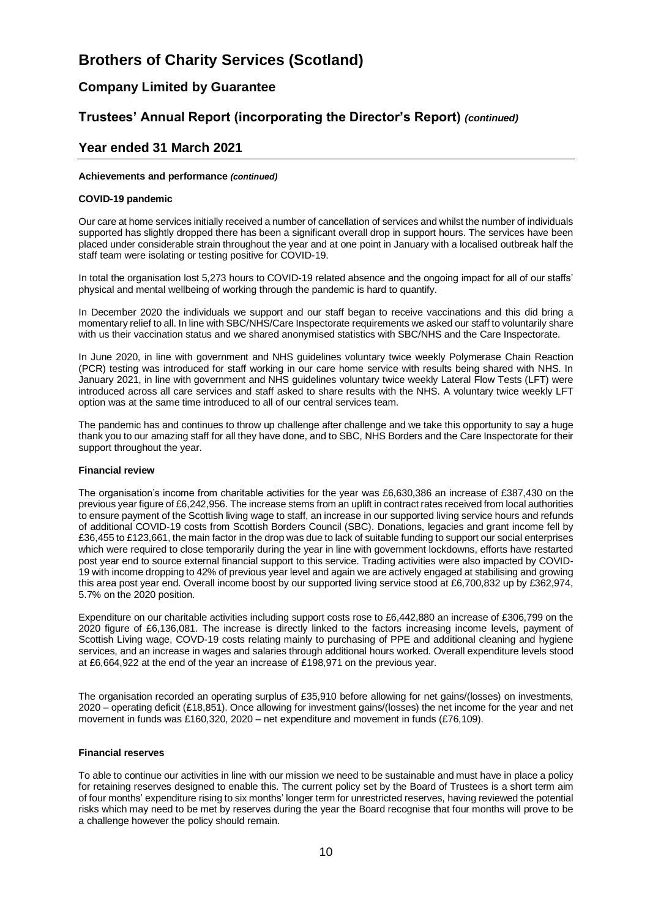# Brothers of Charity Services (Scotland)

## Company Limited by Guarantee

## Trustees' Annual Report (incorporating the Director's Report) *(continued)*

## Year ended 31 March 2021

**Achievements and performance *(continued)***

**COVID-19 pandemic**

Our care at home services initially received a number of cancellation of services and whilst the number of individuals supported has slightly dropped there has been a significant overall drop in support hours. The services have been placed under considerable strain throughout the year and at one point in January with a localised outbreak half the staff team were isolating or testing positive for COVID-19.

In total the organisation lost 5,273 hours to COVID-19 related absence and the ongoing impact for all of our staffs' physical and mental wellbeing of working through the pandemic is hard to quantify.

In December 2020 the individuals we support and our staff began to receive vaccinations and this did bring a momentary relief to all. In line with SBC/NHS/Care Inspectorate requirements we asked our staff to voluntarily share with us their vaccination status and we shared anonymised statistics with SBC/NHS and the Care Inspectorate.

In June 2020, in line with government and NHS guidelines voluntary twice weekly Polymerase Chain Reaction (PCR) testing was introduced for staff working in our care home service with results being shared with NHS. In January 2021, in line with government and NHS guidelines voluntary twice weekly Lateral Flow Tests (LFT) were introduced across all care services and staff asked to share results with the NHS. A voluntary twice weekly LFT option was at the same time introduced to all of our central services team.

The pandemic has and continues to throw up challenge after challenge and we take this opportunity to say a huge thank you to our amazing staff for all they have done, and to SBC, NHS Borders and the Care Inspectorate for their support throughout the year.

**Financial review**

The organisation's income from charitable activities for the year was £6,630,386 an increase of £387,430 on the previous year figure of £6,242,956. The increase stems from an uplift in contract rates received from local authorities to ensure payment of the Scottish living wage to staff, an increase in our supported living service hours and refunds of additional COVID-19 costs from Scottish Borders Council (SBC). Donations, legacies and grant income fell by £36,455 to £123,661, the main factor in the drop was due to lack of suitable funding to support our social enterprises which were required to close temporarily during the year in line with government lockdowns, efforts have restarted post year end to source external financial support to this service. Trading activities were also impacted by COVID-19 with income dropping to 42% of previous year level and again we are actively engaged at stabilising and growing this area post year end. Overall income boost by our supported living service stood at £6,700,832 up by £362,974, 5.7% on the 2020 position.

Expenditure on our charitable activities including support costs rose to £6,442,880 an increase of £306,799 on the 2020 figure of £6,136,081. The increase is directly linked to the factors increasing income levels, payment of Scottish Living wage, COVD-19 costs relating mainly to purchasing of PPE and additional cleaning and hygiene services, and an increase in wages and salaries through additional hours worked. Overall expenditure levels stood at £6,664,922 at the end of the year an increase of £198,971 on the previous year.

The organisation recorded an operating surplus of £35,910 before allowing for net gains/(losses) on investments, 2020 – operating deficit (£18,851). Once allowing for investment gains/(losses) the net income for the year and net movement in funds was £160,320, 2020 – net expenditure and movement in funds (£76,109).

**Financial reserves**

To able to continue our activities in line with our mission we need to be sustainable and must have in place a policy for retaining reserves designed to enable this. The current policy set by the Board of Trustees is a short term aim of four months' expenditure rising to six months' longer term for unrestricted reserves, having reviewed the potential risks which may need to be met by reserves during the year the Board recognise that four months will prove to be a challenge however the policy should remain.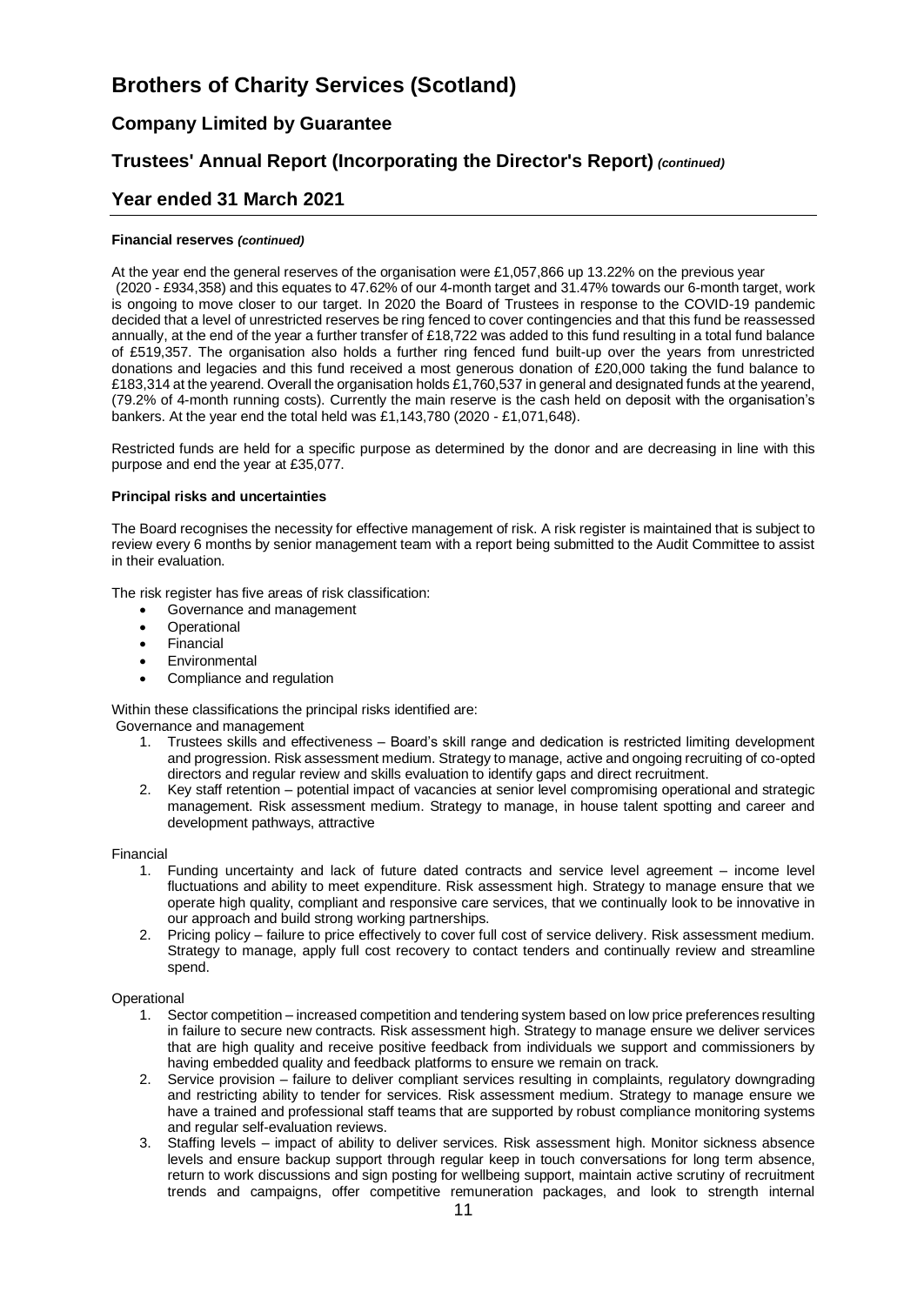# Brothers of Charity Services (Scotland)

## Company Limited by Guarantee

## Trustees' Annual Report (Incorporating the Director's Report) *(continued)*

## Year ended 31 March 2021

**Financial reserves *(continued)***

At the year end the general reserves of the organisation were £1,057,866 up 13.22% on the previous year (2020 - £934,358) and this equates to 47.62% of our 4-month target and 31.47% towards our 6-month target, work is ongoing to move closer to our target. In 2020 the Board of Trustees in response to the COVID-19 pandemic decided that a level of unrestricted reserves be ring fenced to cover contingencies and that this fund be reassessed annually, at the end of the year a further transfer of £18,722 was added to this fund resulting in a total fund balance of £519,357. The organisation also holds a further ring fenced fund built-up over the years from unrestricted donations and legacies and this fund received a most generous donation of £20,000 taking the fund balance to £183,314 at the yearend. Overall the organisation holds £1,760,537 in general and designated funds at the yearend, (79.2% of 4-month running costs). Currently the main reserve is the cash held on deposit with the organisation's bankers. At the year end the total held was £1,143,780 (2020 - £1,071,648).

Restricted funds are held for a specific purpose as determined by the donor and are decreasing in line with this purpose and end the year at £35,077.

**Principal risks and uncertainties**

The Board recognises the necessity for effective management of risk. A risk register is maintained that is subject to review every 6 months by senior management team with a report being submitted to the Audit Committee to assist in their evaluation.

The risk register has five areas of risk classification:

- Governance and management
- Operational
- Financial
- Environmental
- Compliance and regulation

Within these classifications the principal risks identified are:

Governance and management

1. Trustees skills and effectiveness – Board's skill range and dedication is restricted limiting development and progression. Risk assessment medium. Strategy to manage, active and ongoing recruiting of co-opted directors and regular review and skills evaluation to identify gaps and direct recruitment.
2. Key staff retention – potential impact of vacancies at senior level compromising operational and strategic management. Risk assessment medium. Strategy to manage, in house talent spotting and career and development pathways, attractive

Financial

1. Funding uncertainty and lack of future dated contracts and service level agreement – income level fluctuations and ability to meet expenditure. Risk assessment high. Strategy to manage ensure that we operate high quality, compliant and responsive care services, that we continually look to be innovative in our approach and build strong working partnerships.
2. Pricing policy – failure to price effectively to cover full cost of service delivery. Risk assessment medium. Strategy to manage, apply full cost recovery to contact tenders and continually review and streamline spend.

Operational

1. Sector competition – increased competition and tendering system based on low price preferences resulting in failure to secure new contracts. Risk assessment high. Strategy to manage ensure we deliver services that are high quality and receive positive feedback from individuals we support and commissioners by having embedded quality and feedback platforms to ensure we remain on track.
2. Service provision – failure to deliver compliant services resulting in complaints, regulatory downgrading and restricting ability to tender for services. Risk assessment medium. Strategy to manage ensure we have a trained and professional staff teams that are supported by robust compliance monitoring systems and regular self-evaluation reviews.
3. Staffing levels – impact of ability to deliver services. Risk assessment high. Monitor sickness absence levels and ensure backup support through regular keep in touch conversations for long term absence, return to work discussions and sign posting for wellbeing support, maintain active scrutiny of recruitment trends and campaigns, offer competitive remuneration packages, and look to strength internal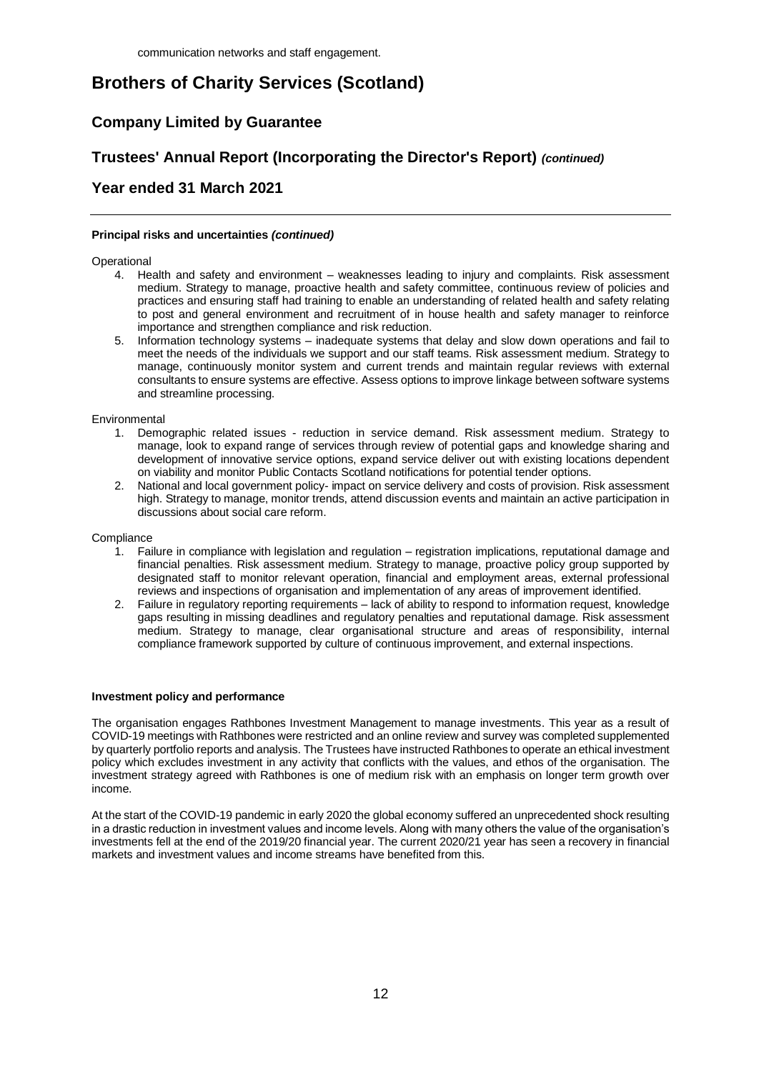communication networks and staff engagement.

# Brothers of Charity Services (Scotland)

## Company Limited by Guarantee

## Trustees' Annual Report (Incorporating the Director's Report) *(continued)*

## Year ended 31 March 2021

**Principal risks and uncertainties *(continued)***

Operational

4. Health and safety and environment – weaknesses leading to injury and complaints. Risk assessment medium. Strategy to manage, proactive health and safety committee, continuous review of policies and practices and ensuring staff had training to enable an understanding of related health and safety relating to post and general environment and recruitment of in house health and safety manager to reinforce importance and strengthen compliance and risk reduction.
5. Information technology systems – inadequate systems that delay and slow down operations and fail to meet the needs of the individuals we support and our staff teams. Risk assessment medium. Strategy to manage, continuously monitor system and current trends and maintain regular reviews with external consultants to ensure systems are effective. Assess options to improve linkage between software systems and streamline processing.

Environmental

1. Demographic related issues - reduction in service demand. Risk assessment medium. Strategy to manage, look to expand range of services through review of potential gaps and knowledge sharing and development of innovative service options, expand service deliver out with existing locations dependent on viability and monitor Public Contacts Scotland notifications for potential tender options.
2. National and local government policy- impact on service delivery and costs of provision. Risk assessment high. Strategy to manage, monitor trends, attend discussion events and maintain an active participation in discussions about social care reform.

Compliance

1. Failure in compliance with legislation and regulation – registration implications, reputational damage and financial penalties. Risk assessment medium. Strategy to manage, proactive policy group supported by designated staff to monitor relevant operation, financial and employment areas, external professional reviews and inspections of organisation and implementation of any areas of improvement identified.
2. Failure in regulatory reporting requirements – lack of ability to respond to information request, knowledge gaps resulting in missing deadlines and regulatory penalties and reputational damage. Risk assessment medium. Strategy to manage, clear organisational structure and areas of responsibility, internal compliance framework supported by culture of continuous improvement, and external inspections.

**Investment policy and performance**

The organisation engages Rathbones Investment Management to manage investments. This year as a result of COVID-19 meetings with Rathbones were restricted and an online review and survey was completed supplemented by quarterly portfolio reports and analysis. The Trustees have instructed Rathbones to operate an ethical investment policy which excludes investment in any activity that conflicts with the values, and ethos of the organisation. The investment strategy agreed with Rathbones is one of medium risk with an emphasis on longer term growth over income.

At the start of the COVID-19 pandemic in early 2020 the global economy suffered an unprecedented shock resulting in a drastic reduction in investment values and income levels. Along with many others the value of the organisation's investments fell at the end of the 2019/20 financial year. The current 2020/21 year has seen a recovery in financial markets and investment values and income streams have benefited from this.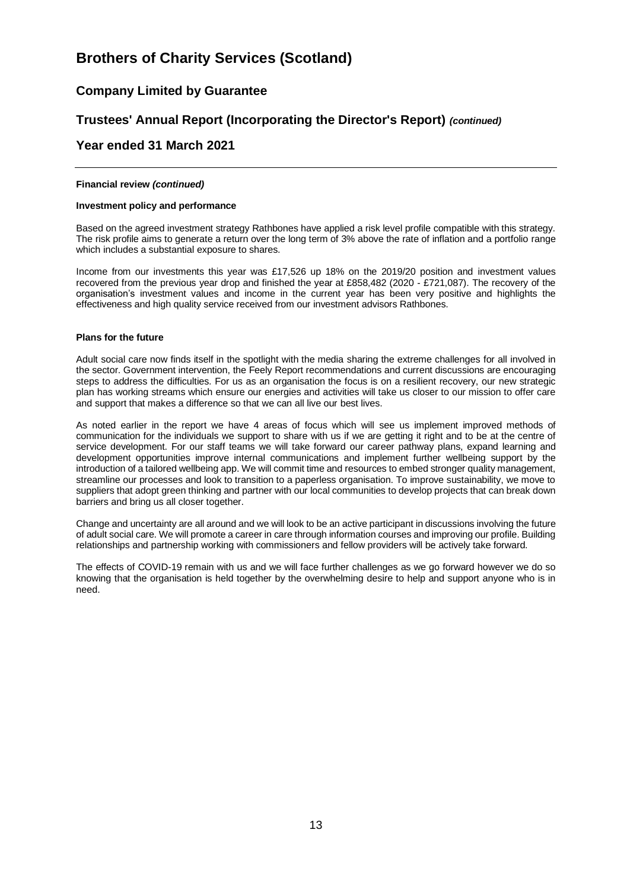# Brothers of Charity Services (Scotland)

## Company Limited by Guarantee

## Trustees' Annual Report (Incorporating the Director's Report) *(continued)*

## Year ended 31 March 2021

**Financial review *(continued)***

**Investment policy and performance**

Based on the agreed investment strategy Rathbones have applied a risk level profile compatible with this strategy. The risk profile aims to generate a return over the long term of 3% above the rate of inflation and a portfolio range which includes a substantial exposure to shares.

Income from our investments this year was £17,526 up 18% on the 2019/20 position and investment values recovered from the previous year drop and finished the year at £858,482 (2020 - £721,087). The recovery of the organisation's investment values and income in the current year has been very positive and highlights the effectiveness and high quality service received from our investment advisors Rathbones.

**Plans for the future**

Adult social care now finds itself in the spotlight with the media sharing the extreme challenges for all involved in the sector. Government intervention, the Feely Report recommendations and current discussions are encouraging steps to address the difficulties. For us as an organisation the focus is on a resilient recovery, our new strategic plan has working streams which ensure our energies and activities will take us closer to our mission to offer care and support that makes a difference so that we can all live our best lives.

As noted earlier in the report we have 4 areas of focus which will see us implement improved methods of communication for the individuals we support to share with us if we are getting it right and to be at the centre of service development. For our staff teams we will take forward our career pathway plans, expand learning and development opportunities improve internal communications and implement further wellbeing support by the introduction of a tailored wellbeing app. We will commit time and resources to embed stronger quality management, streamline our processes and look to transition to a paperless organisation. To improve sustainability, we move to suppliers that adopt green thinking and partner with our local communities to develop projects that can break down barriers and bring us all closer together.

Change and uncertainty are all around and we will look to be an active participant in discussions involving the future of adult social care. We will promote a career in care through information courses and improving our profile. Building relationships and partnership working with commissioners and fellow providers will be actively take forward.

The effects of COVID-19 remain with us and we will face further challenges as we go forward however we do so knowing that the organisation is held together by the overwhelming desire to help and support anyone who is in need.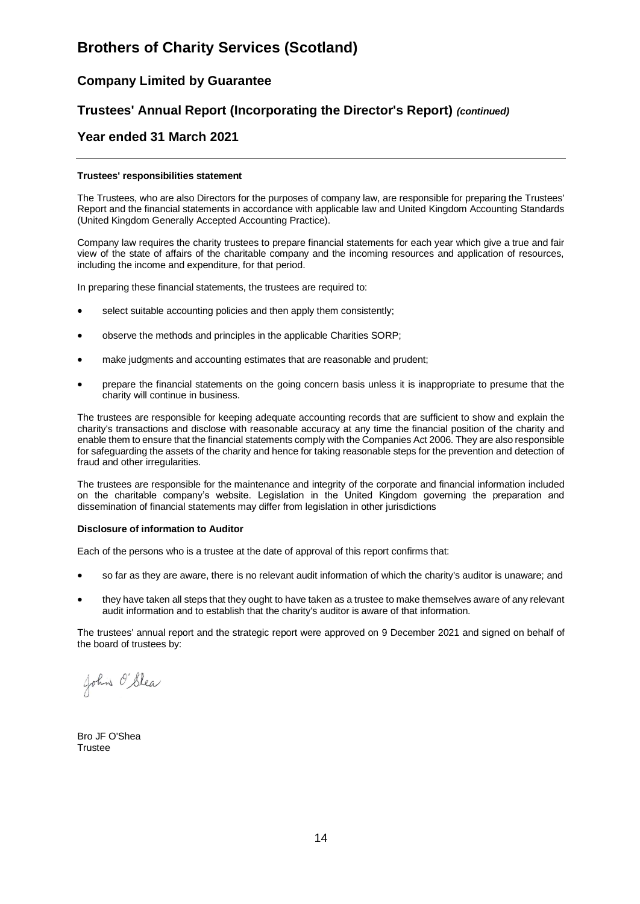# Brothers of Charity Services (Scotland)

## Company Limited by Guarantee

## Trustees' Annual Report (Incorporating the Director's Report) *(continued)*

## Year ended 31 March 2021

**Trustees' responsibilities statement**

The Trustees, who are also Directors for the purposes of company law, are responsible for preparing the Trustees' Report and the financial statements in accordance with applicable law and United Kingdom Accounting Standards (United Kingdom Generally Accepted Accounting Practice).

Company law requires the charity trustees to prepare financial statements for each year which give a true and fair view of the state of affairs of the charitable company and the incoming resources and application of resources, including the income and expenditure, for that period.

In preparing these financial statements, the trustees are required to:

- select suitable accounting policies and then apply them consistently;
- observe the methods and principles in the applicable Charities SORP;
- make judgments and accounting estimates that are reasonable and prudent;
- prepare the financial statements on the going concern basis unless it is inappropriate to presume that the charity will continue in business.

The trustees are responsible for keeping adequate accounting records that are sufficient to show and explain the charity's transactions and disclose with reasonable accuracy at any time the financial position of the charity and enable them to ensure that the financial statements comply with the Companies Act 2006. They are also responsible for safeguarding the assets of the charity and hence for taking reasonable steps for the prevention and detection of fraud and other irregularities.

The trustees are responsible for the maintenance and integrity of the corporate and financial information included on the charitable company's website. Legislation in the United Kingdom governing the preparation and dissemination of financial statements may differ from legislation in other jurisdictions

**Disclosure of information to Auditor**

Each of the persons who is a trustee at the date of approval of this report confirms that:

- so far as they are aware, there is no relevant audit information of which the charity's auditor is unaware; and
- they have taken all steps that they ought to have taken as a trustee to make themselves aware of any relevant audit information and to establish that the charity's auditor is aware of that information.

The trustees' annual report and the strategic report were approved on 9 December 2021 and signed on behalf of the board of trustees by:

John O'Shea

Bro JF O'Shea
Trustee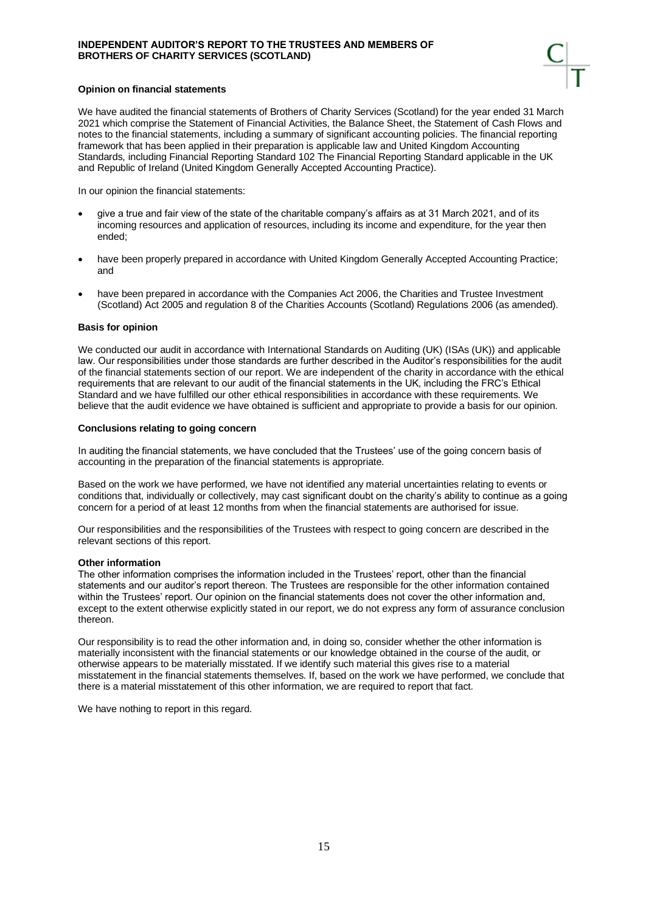# INDEPENDENT AUDITOR'S REPORT TO THE TRUSTEES AND MEMBERS OF BROTHERS OF CHARITY SERVICES (SCOTLAND)

**Opinion on financial statements**

We have audited the financial statements of Brothers of Charity Services (Scotland) for the year ended 31 March 2021 which comprise the Statement of Financial Activities, the Balance Sheet, the Statement of Cash Flows and notes to the financial statements, including a summary of significant accounting policies. The financial reporting framework that has been applied in their preparation is applicable law and United Kingdom Accounting Standards, including Financial Reporting Standard 102 The Financial Reporting Standard applicable in the UK and Republic of Ireland (United Kingdom Generally Accepted Accounting Practice).

In our opinion the financial statements:

- give a true and fair view of the state of the charitable company's affairs as at 31 March 2021, and of its incoming resources and application of resources, including its income and expenditure, for the year then ended;
- have been properly prepared in accordance with United Kingdom Generally Accepted Accounting Practice; and
- have been prepared in accordance with the Companies Act 2006, the Charities and Trustee Investment (Scotland) Act 2005 and regulation 8 of the Charities Accounts (Scotland) Regulations 2006 (as amended).

**Basis for opinion**

We conducted our audit in accordance with International Standards on Auditing (UK) (ISAs (UK)) and applicable law. Our responsibilities under those standards are further described in the Auditor's responsibilities for the audit of the financial statements section of our report. We are independent of the charity in accordance with the ethical requirements that are relevant to our audit of the financial statements in the UK, including the FRC's Ethical Standard and we have fulfilled our other ethical responsibilities in accordance with these requirements. We believe that the audit evidence we have obtained is sufficient and appropriate to provide a basis for our opinion.

**Conclusions relating to going concern**

In auditing the financial statements, we have concluded that the Trustees' use of the going concern basis of accounting in the preparation of the financial statements is appropriate.

Based on the work we have performed, we have not identified any material uncertainties relating to events or conditions that, individually or collectively, may cast significant doubt on the charity's ability to continue as a going concern for a period of at least 12 months from when the financial statements are authorised for issue.

Our responsibilities and the responsibilities of the Trustees with respect to going concern are described in the relevant sections of this report.

**Other information**

The other information comprises the information included in the Trustees' report, other than the financial statements and our auditor's report thereon. The Trustees are responsible for the other information contained within the Trustees' report. Our opinion on the financial statements does not cover the other information and, except to the extent otherwise explicitly stated in our report, we do not express any form of assurance conclusion thereon.

Our responsibility is to read the other information and, in doing so, consider whether the other information is materially inconsistent with the financial statements or our knowledge obtained in the course of the audit, or otherwise appears to be materially misstated. If we identify such material this gives rise to a material misstatement in the financial statements themselves. If, based on the work we have performed, we conclude that there is a material misstatement of this other information, we are required to report that fact.

We have nothing to report in this regard.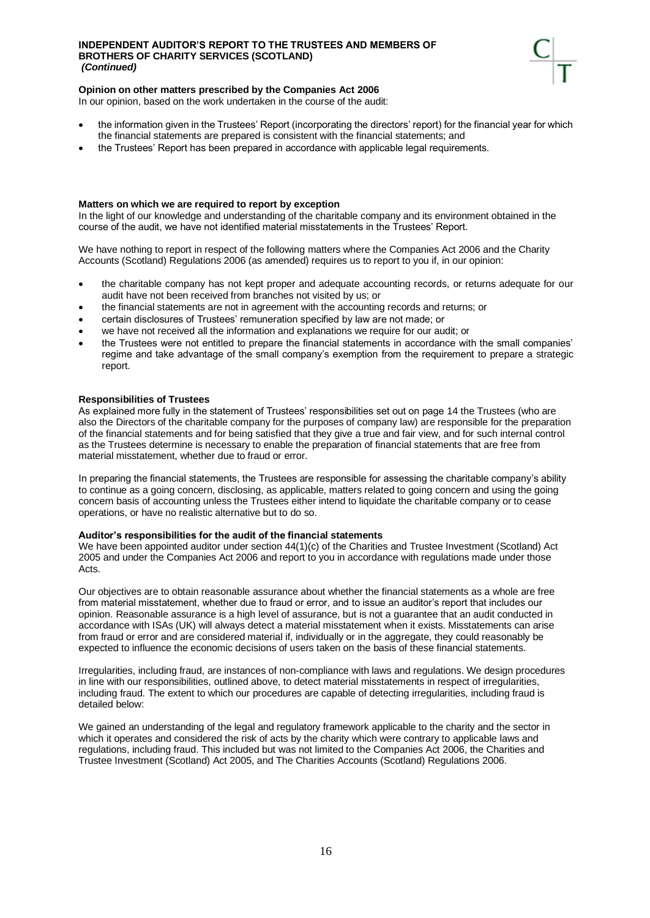**Opinion on other matters prescribed by the Companies Act 2006**

In our opinion, based on the work undertaken in the course of the audit:

- the information given in the Trustees' Report (incorporating the directors' report) for the financial year for which the financial statements are prepared is consistent with the financial statements; and
- the Trustees' Report has been prepared in accordance with applicable legal requirements.

**Matters on which we are required to report by exception**

In the light of our knowledge and understanding of the charitable company and its environment obtained in the course of the audit, we have not identified material misstatements in the Trustees' Report.

We have nothing to report in respect of the following matters where the Companies Act 2006 and the Charity Accounts (Scotland) Regulations 2006 (as amended) requires us to report to you if, in our opinion:

- the charitable company has not kept proper and adequate accounting records, or returns adequate for our audit have not been received from branches not visited by us; or
- the financial statements are not in agreement with the accounting records and returns; or
- certain disclosures of Trustees' remuneration specified by law are not made; or
- we have not received all the information and explanations we require for our audit; or
- the Trustees were not entitled to prepare the financial statements in accordance with the small companies' regime and take advantage of the small company's exemption from the requirement to prepare a strategic report.

**Responsibilities of Trustees**

As explained more fully in the statement of Trustees' responsibilities set out on page 14 the Trustees (who are also the Directors of the charitable company for the purposes of company law) are responsible for the preparation of the financial statements and for being satisfied that they give a true and fair view, and for such internal control as the Trustees determine is necessary to enable the preparation of financial statements that are free from material misstatement, whether due to fraud or error.

In preparing the financial statements, the Trustees are responsible for assessing the charitable company's ability to continue as a going concern, disclosing, as applicable, matters related to going concern and using the going concern basis of accounting unless the Trustees either intend to liquidate the charitable company or to cease operations, or have no realistic alternative but to do so.

**Auditor's responsibilities for the audit of the financial statements**

We have been appointed auditor under section 44(1)(c) of the Charities and Trustee Investment (Scotland) Act 2005 and under the Companies Act 2006 and report to you in accordance with regulations made under those Acts.

Our objectives are to obtain reasonable assurance about whether the financial statements as a whole are free from material misstatement, whether due to fraud or error, and to issue an auditor's report that includes our opinion. Reasonable assurance is a high level of assurance, but is not a guarantee that an audit conducted in accordance with ISAs (UK) will always detect a material misstatement when it exists. Misstatements can arise from fraud or error and are considered material if, individually or in the aggregate, they could reasonably be expected to influence the economic decisions of users taken on the basis of these financial statements.

Irregularities, including fraud, are instances of non-compliance with laws and regulations. We design procedures in line with our responsibilities, outlined above, to detect material misstatements in respect of irregularities, including fraud. The extent to which our procedures are capable of detecting irregularities, including fraud is detailed below:

We gained an understanding of the legal and regulatory framework applicable to the charity and the sector in which it operates and considered the risk of acts by the charity which were contrary to applicable laws and regulations, including fraud. This included but was not limited to the Companies Act 2006, the Charities and Trustee Investment (Scotland) Act 2005, and The Charities Accounts (Scotland) Regulations 2006.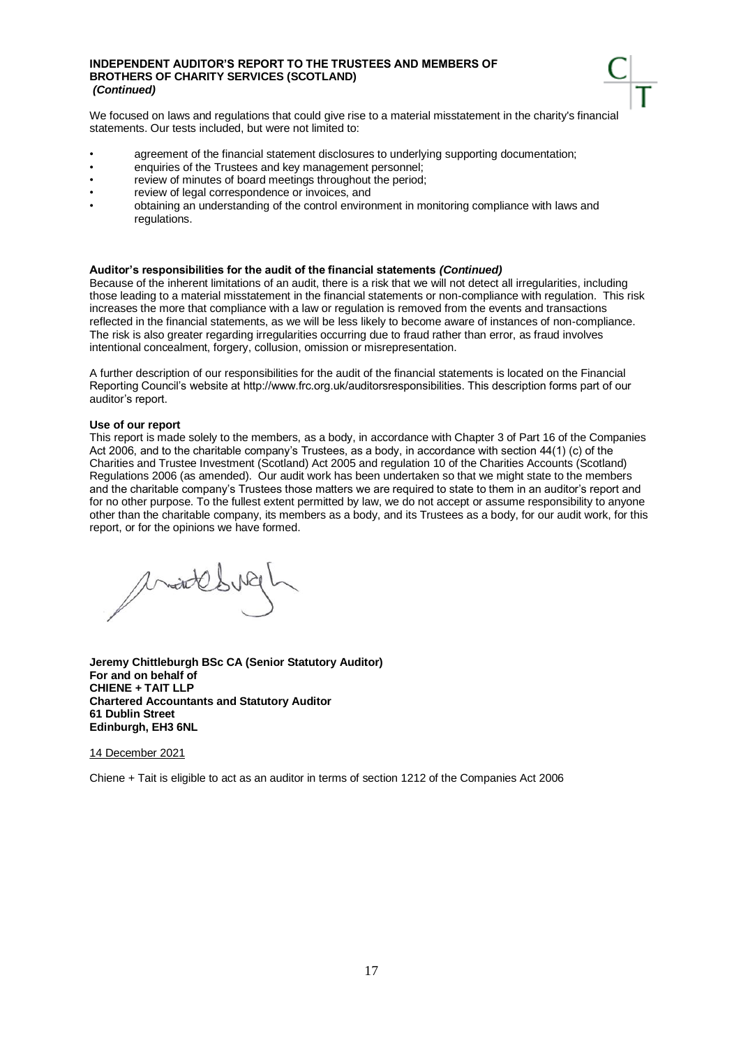We focused on laws and regulations that could give rise to a material misstatement in the charity's financial statements. Our tests included, but were not limited to:

- agreement of the financial statement disclosures to underlying supporting documentation;
- enquiries of the Trustees and key management personnel;
- review of minutes of board meetings throughout the period;
- review of legal correspondence or invoices, and
- obtaining an understanding of the control environment in monitoring compliance with laws and regulations.

**Auditor's responsibilities for the audit of the financial statements *(Continued)***

Because of the inherent limitations of an audit, there is a risk that we will not detect all irregularities, including those leading to a material misstatement in the financial statements or non-compliance with regulation. This risk increases the more that compliance with a law or regulation is removed from the events and transactions reflected in the financial statements, as we will be less likely to become aware of instances of non-compliance. The risk is also greater regarding irregularities occurring due to fraud rather than error, as fraud involves intentional concealment, forgery, collusion, omission or misrepresentation.

A further description of our responsibilities for the audit of the financial statements is located on the Financial Reporting Council's website at http://www.frc.org.uk/auditorsresponsibilities. This description forms part of our auditor's report.

**Use of our report**

This report is made solely to the members, as a body, in accordance with Chapter 3 of Part 16 of the Companies Act 2006, and to the charitable company's Trustees, as a body, in accordance with section 44(1) (c) of the Charities and Trustee Investment (Scotland) Act 2005 and regulation 10 of the Charities Accounts (Scotland) Regulations 2006 (as amended). Our audit work has been undertaken so that we might state to the members and the charitable company's Trustees those matters we are required to state to them in an auditor's report and for no other purpose. To the fullest extent permitted by law, we do not accept or assume responsibility to anyone other than the charitable company, its members as a body, and its Trustees as a body, for our audit work, for this report, or for the opinions we have formed.

**Jeremy Chittleburgh BSc CA (Senior Statutory Auditor)**
**For and on behalf of**
**CHIENE + TAIT LLP**
**Chartered Accountants and Statutory Auditor**
**61 Dublin Street**
**Edinburgh, EH3 6NL**

14 December 2021

Chiene + Tait is eligible to act as an auditor in terms of section 1212 of the Companies Act 2006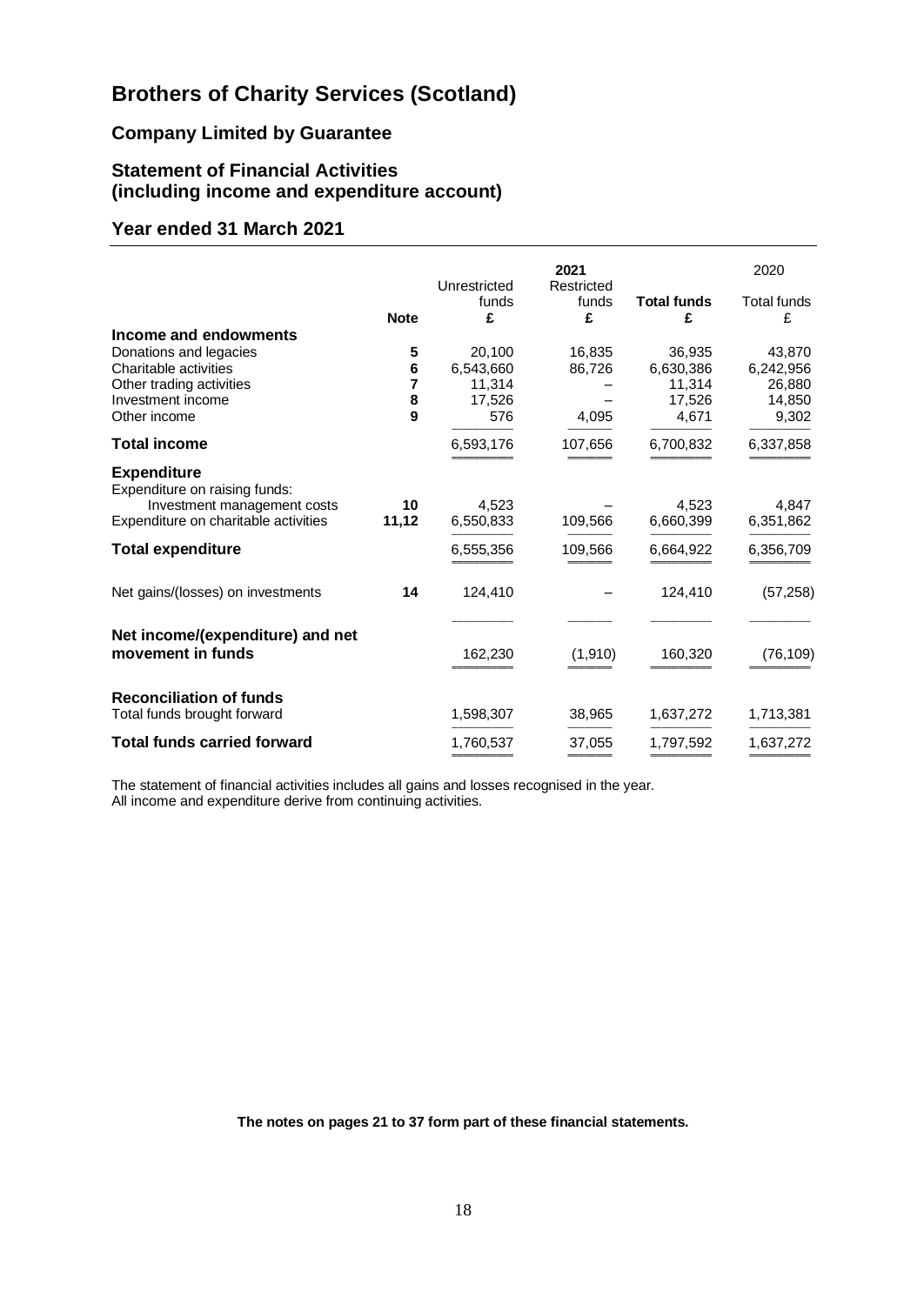# Brothers of Charity Services (Scotland)

## Company Limited by Guarantee

## Statement of Financial Activities (including income and expenditure account)

## Year ended 31 March 2021

| | Note | 2021 Unrestricted funds £ | 2021 Restricted funds £ | 2021 Total funds £ | 2020 Total funds £ |
|---|---|---|---|---|---|
| **Income and endowments** | | | | | |
| Donations and legacies | 5 | 20,100 | 16,835 | 36,935 | 43,870 |
| Charitable activities | 6 | 6,543,660 | 86,726 | 6,630,386 | 6,242,956 |
| Other trading activities | 7 | 11,314 | – | 11,314 | 26,880 |
| Investment income | 8 | 17,526 | – | 17,526 | 14,850 |
| Other income | 9 | 576 | 4,095 | 4,671 | 9,302 |
| **Total income** | | 6,593,176 | 107,656 | 6,700,832 | 6,337,858 |
| **Expenditure** | | | | | |
| Expenditure on raising funds: | | | | | |
| Investment management costs | 10 | 4,523 | – | 4,523 | 4,847 |
| Expenditure on charitable activities | 11,12 | 6,550,833 | 109,566 | 6,660,399 | 6,351,862 |
| **Total expenditure** | | 6,555,356 | 109,566 | 6,664,922 | 6,356,709 |
| Net gains/(losses) on investments | 14 | 124,410 | – | 124,410 | (57,258) |
| **Net income/(expenditure) and net movement in funds** | | 162,230 | (1,910) | 160,320 | (76,109) |
| **Reconciliation of funds** | | | | | |
| Total funds brought forward | | 1,598,307 | 38,965 | 1,637,272 | 1,713,381 |
| **Total funds carried forward** | | 1,760,537 | 37,055 | 1,797,592 | 1,637,272 |

The statement of financial activities includes all gains and losses recognised in the year.
All income and expenditure derive from continuing activities.

**The notes on pages 21 to 37 form part of these financial statements.**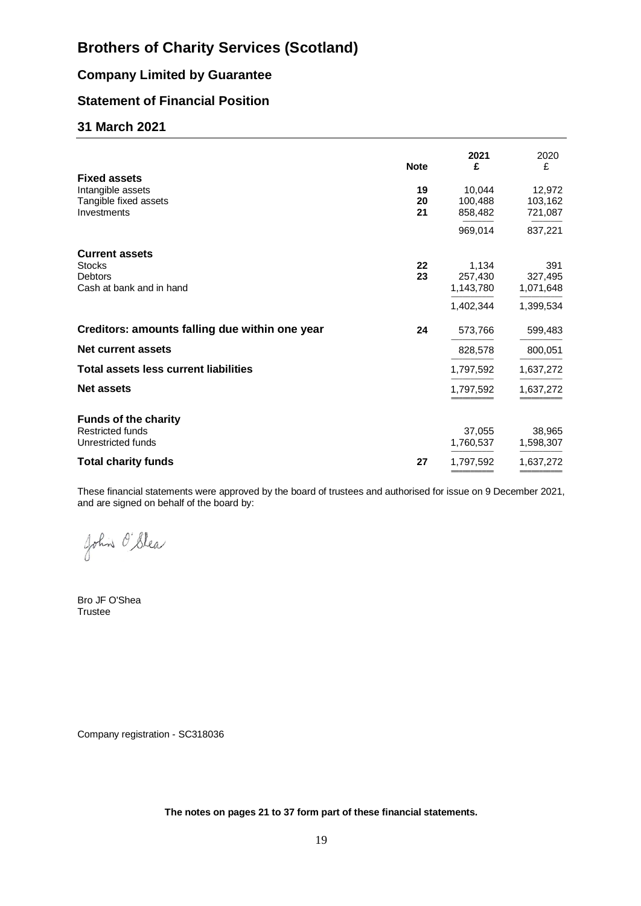# Brothers of Charity Services (Scotland)

## Company Limited by Guarantee

## Statement of Financial Position

## 31 March 2021

| | Note | 2021 £ | 2020 £ |
|---|---|---|---|
| **Fixed assets** | | | |
| Intangible assets | 19 | 10,044 | 12,972 |
| Tangible fixed assets | 20 | 100,488 | 103,162 |
| Investments | 21 | 858,482 | 721,087 |
| | | 969,014 | 837,221 |
| **Current assets** | | | |
| Stocks | 22 | 1,134 | 391 |
| Debtors | 23 | 257,430 | 327,495 |
| Cash at bank and in hand | | 1,143,780 | 1,071,648 |
| | | 1,402,344 | 1,399,534 |
| **Creditors: amounts falling due within one year** | 24 | 573,766 | 599,483 |
| **Net current assets** | | 828,578 | 800,051 |
| **Total assets less current liabilities** | | 1,797,592 | 1,637,272 |
| **Net assets** | | 1,797,592 | 1,637,272 |
| **Funds of the charity** | | | |
| Restricted funds | | 37,055 | 38,965 |
| Unrestricted funds | | 1,760,537 | 1,598,307 |
| **Total charity funds** | 27 | 1,797,592 | 1,637,272 |

These financial statements were approved by the board of trustees and authorised for issue on 9 December 2021, and are signed on behalf of the board by:

John O'Shea

Bro JF O'Shea
Trustee

Company registration - SC318036

**The notes on pages 21 to 37 form part of these financial statements.**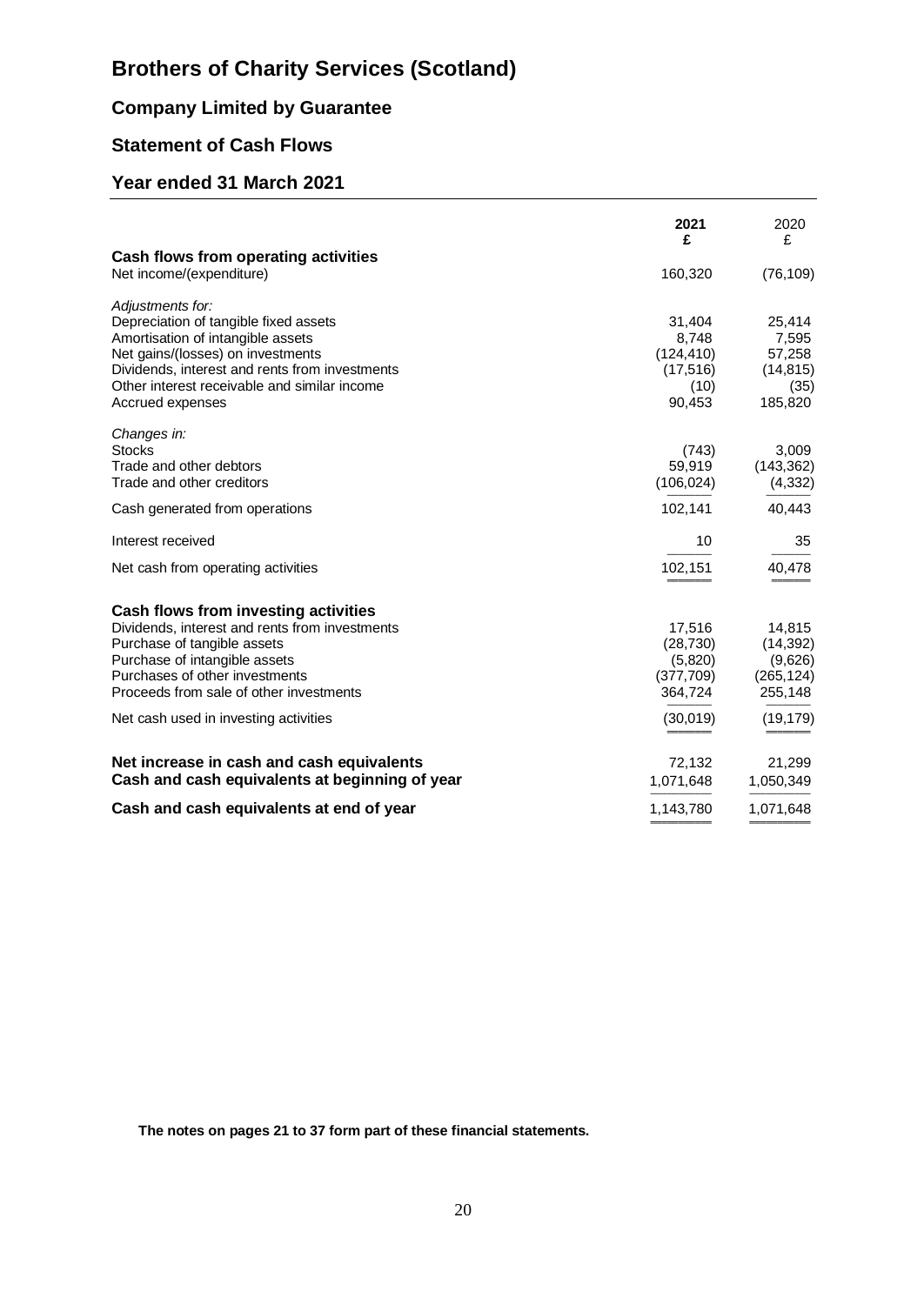# Brothers of Charity Services (Scotland)

## Company Limited by Guarantee

## Statement of Cash Flows

## Year ended 31 March 2021

| | 2021<br>£ | 2020<br>£ |
|---|---|---|
| **Cash flows from operating activities** | | |
| Net income/(expenditure) | 160,320 | (76,109) |
| *Adjustments for:* | | |
| Depreciation of tangible fixed assets | 31,404 | 25,414 |
| Amortisation of intangible assets | 8,748 | 7,595 |
| Net gains/(losses) on investments | (124,410) | 57,258 |
| Dividends, interest and rents from investments | (17,516) | (14,815) |
| Other interest receivable and similar income | (10) | (35) |
| Accrued expenses | 90,453 | 185,820 |
| *Changes in:* | | |
| Stocks | (743) | 3,009 |
| Trade and other debtors | 59,919 | (143,362) |
| Trade and other creditors | (106,024) | (4,332) |
| Cash generated from operations | 102,141 | 40,443 |
| Interest received | 10 | 35 |
| Net cash from operating activities | 102,151 | 40,478 |
| **Cash flows from investing activities** | | |
| Dividends, interest and rents from investments | 17,516 | 14,815 |
| Purchase of tangible assets | (28,730) | (14,392) |
| Purchase of intangible assets | (5,820) | (9,626) |
| Purchases of other investments | (377,709) | (265,124) |
| Proceeds from sale of other investments | 364,724 | 255,148 |
| Net cash used in investing activities | (30,019) | (19,179) |
| **Net increase in cash and cash equivalents** | 72,132 | 21,299 |
| **Cash and cash equivalents at beginning of year** | 1,071,648 | 1,050,349 |
| **Cash and cash equivalents at end of year** | 1,143,780 | 1,071,648 |

**The notes on pages 21 to 37 form part of these financial statements.**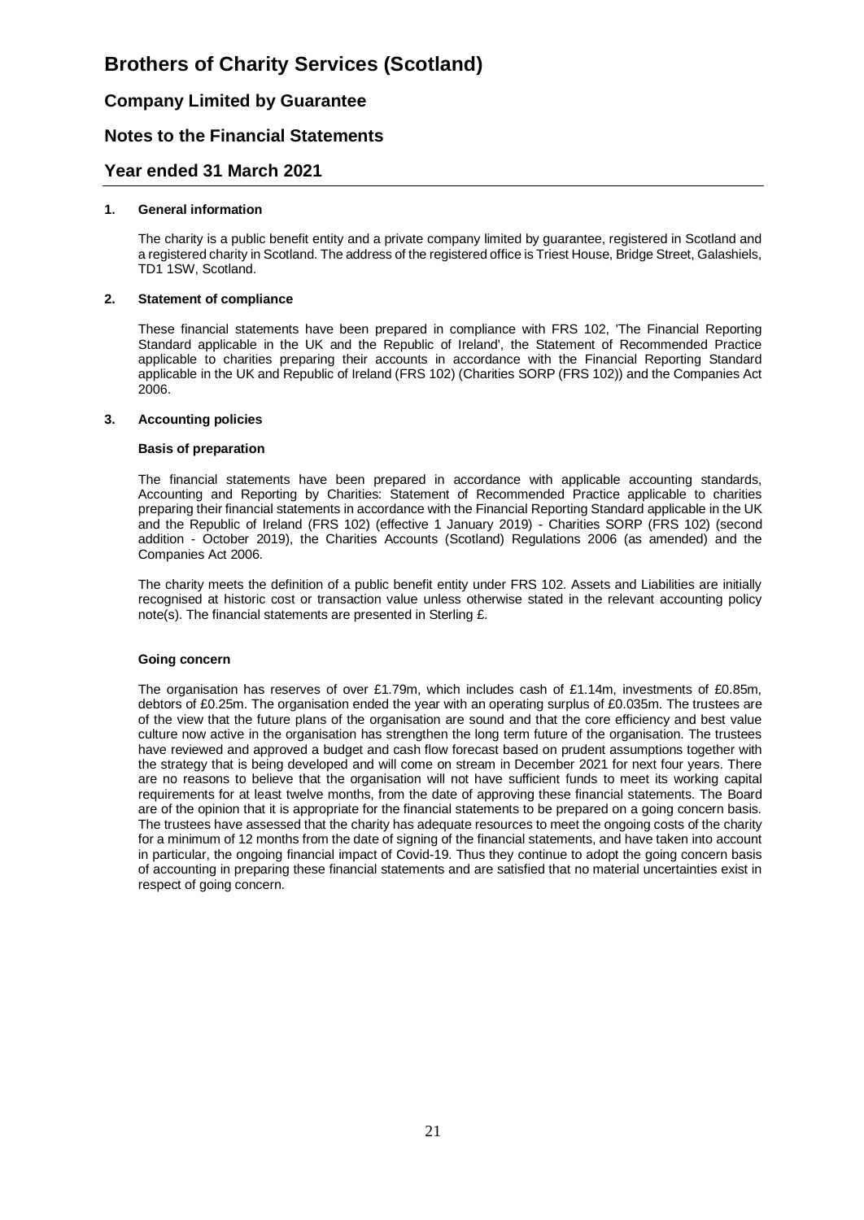# Brothers of Charity Services (Scotland)

## Company Limited by Guarantee

## Notes to the Financial Statements

## Year ended 31 March 2021

### 1. General information

The charity is a public benefit entity and a private company limited by guarantee, registered in Scotland and a registered charity in Scotland. The address of the registered office is Triest House, Bridge Street, Galashiels, TD1 1SW, Scotland.

### 2. Statement of compliance

These financial statements have been prepared in compliance with FRS 102, 'The Financial Reporting Standard applicable in the UK and the Republic of Ireland', the Statement of Recommended Practice applicable to charities preparing their accounts in accordance with the Financial Reporting Standard applicable in the UK and Republic of Ireland (FRS 102) (Charities SORP (FRS 102)) and the Companies Act 2006.

### 3. Accounting policies

**Basis of preparation**

The financial statements have been prepared in accordance with applicable accounting standards, Accounting and Reporting by Charities: Statement of Recommended Practice applicable to charities preparing their financial statements in accordance with the Financial Reporting Standard applicable in the UK and the Republic of Ireland (FRS 102) (effective 1 January 2019) - Charities SORP (FRS 102) (second addition - October 2019), the Charities Accounts (Scotland) Regulations 2006 (as amended) and the Companies Act 2006.

The charity meets the definition of a public benefit entity under FRS 102. Assets and Liabilities are initially recognised at historic cost or transaction value unless otherwise stated in the relevant accounting policy note(s). The financial statements are presented in Sterling £.

**Going concern**

The organisation has reserves of over £1.79m, which includes cash of £1.14m, investments of £0.85m, debtors of £0.25m. The organisation ended the year with an operating surplus of £0.035m. The trustees are of the view that the future plans of the organisation are sound and that the core efficiency and best value culture now active in the organisation has strengthen the long term future of the organisation. The trustees have reviewed and approved a budget and cash flow forecast based on prudent assumptions together with the strategy that is being developed and will come on stream in December 2021 for next four years. There are no reasons to believe that the organisation will not have sufficient funds to meet its working capital requirements for at least twelve months, from the date of approving these financial statements. The Board are of the opinion that it is appropriate for the financial statements to be prepared on a going concern basis. The trustees have assessed that the charity has adequate resources to meet the ongoing costs of the charity for a minimum of 12 months from the date of signing of the financial statements, and have taken into account in particular, the ongoing financial impact of Covid-19. Thus they continue to adopt the going concern basis of accounting in preparing these financial statements and are satisfied that no material uncertainties exist in respect of going concern.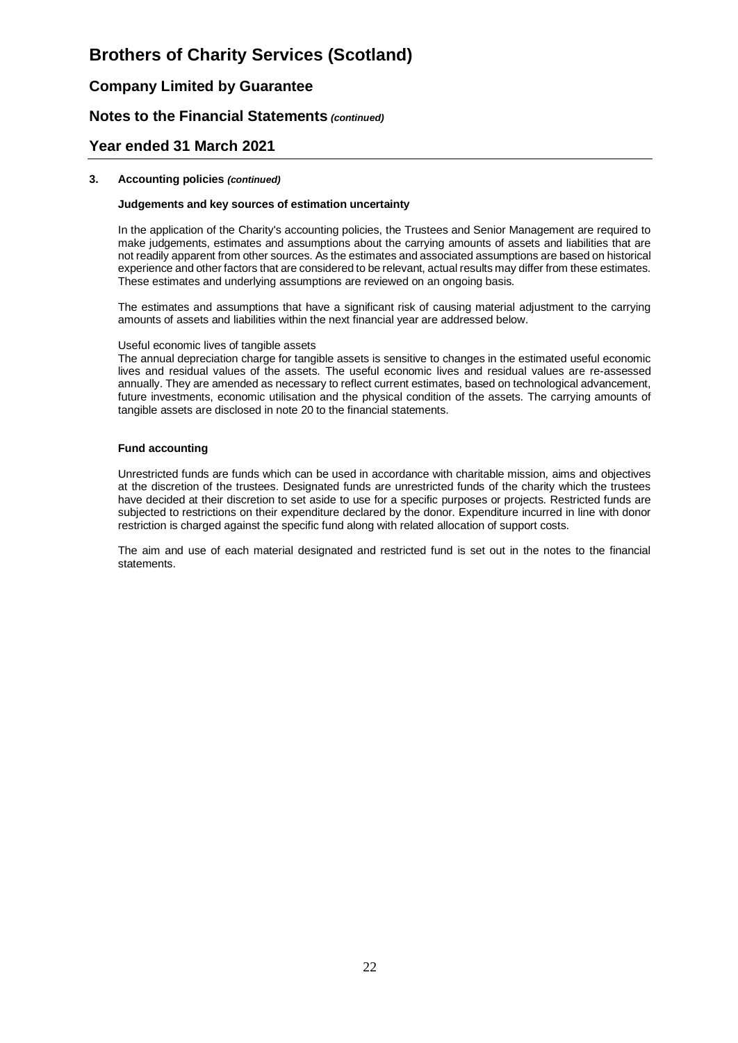### 3. Accounting policies *(continued)*

**Judgements and key sources of estimation uncertainty**

In the application of the Charity's accounting policies, the Trustees and Senior Management are required to make judgements, estimates and assumptions about the carrying amounts of assets and liabilities that are not readily apparent from other sources. As the estimates and associated assumptions are based on historical experience and other factors that are considered to be relevant, actual results may differ from these estimates. These estimates and underlying assumptions are reviewed on an ongoing basis.

The estimates and assumptions that have a significant risk of causing material adjustment to the carrying amounts of assets and liabilities within the next financial year are addressed below.

Useful economic lives of tangible assets
The annual depreciation charge for tangible assets is sensitive to changes in the estimated useful economic lives and residual values of the assets. The useful economic lives and residual values are re-assessed annually. They are amended as necessary to reflect current estimates, based on technological advancement, future investments, economic utilisation and the physical condition of the assets. The carrying amounts of tangible assets are disclosed in note 20 to the financial statements.

**Fund accounting**

Unrestricted funds are funds which can be used in accordance with charitable mission, aims and objectives at the discretion of the trustees. Designated funds are unrestricted funds of the charity which the trustees have decided at their discretion to set aside to use for a specific purposes or projects. Restricted funds are subjected to restrictions on their expenditure declared by the donor. Expenditure incurred in line with donor restriction is charged against the specific fund along with related allocation of support costs.

The aim and use of each material designated and restricted fund is set out in the notes to the financial statements.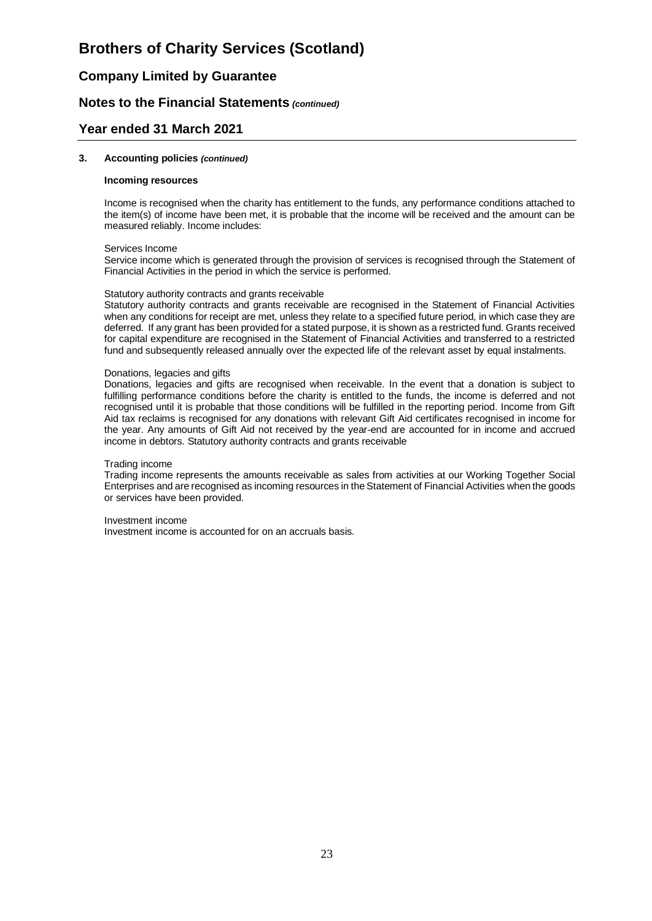# Brothers of Charity Services (Scotland)

## Company Limited by Guarantee

## Notes to the Financial Statements *(continued)*

## Year ended 31 March 2021

### 3. Accounting policies *(continued)*

**Incoming resources**

Income is recognised when the charity has entitlement to the funds, any performance conditions attached to the item(s) of income have been met, it is probable that the income will be received and the amount can be measured reliably. Income includes:

Services Income
Service income which is generated through the provision of services is recognised through the Statement of Financial Activities in the period in which the service is performed.

Statutory authority contracts and grants receivable
Statutory authority contracts and grants receivable are recognised in the Statement of Financial Activities when any conditions for receipt are met, unless they relate to a specified future period, in which case they are deferred. If any grant has been provided for a stated purpose, it is shown as a restricted fund. Grants received for capital expenditure are recognised in the Statement of Financial Activities and transferred to a restricted fund and subsequently released annually over the expected life of the relevant asset by equal instalments.

Donations, legacies and gifts
Donations, legacies and gifts are recognised when receivable. In the event that a donation is subject to fulfilling performance conditions before the charity is entitled to the funds, the income is deferred and not recognised until it is probable that those conditions will be fulfilled in the reporting period. Income from Gift Aid tax reclaims is recognised for any donations with relevant Gift Aid certificates recognised in income for the year. Any amounts of Gift Aid not received by the year-end are accounted for in income and accrued income in debtors. Statutory authority contracts and grants receivable

Trading income
Trading income represents the amounts receivable as sales from activities at our Working Together Social Enterprises and are recognised as incoming resources in the Statement of Financial Activities when the goods or services have been provided.

Investment income
Investment income is accounted for on an accruals basis.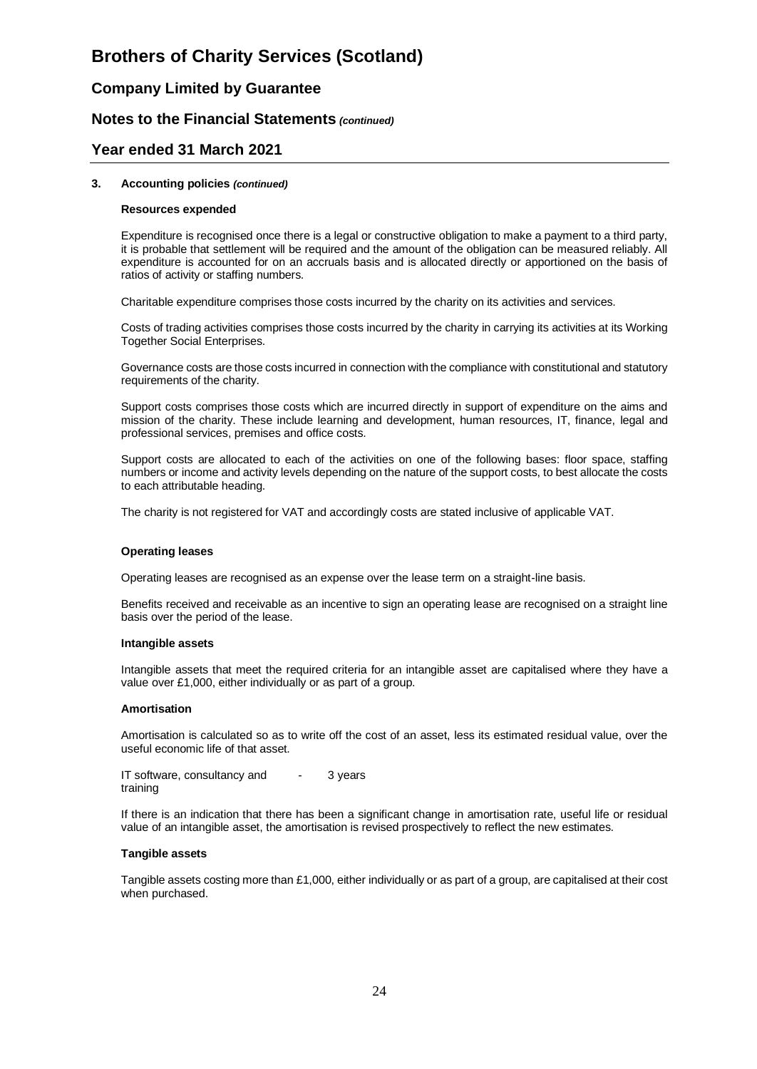### 3. Accounting policies *(continued)*

**Resources expended**

Expenditure is recognised once there is a legal or constructive obligation to make a payment to a third party, it is probable that settlement will be required and the amount of the obligation can be measured reliably. All expenditure is accounted for on an accruals basis and is allocated directly or apportioned on the basis of ratios of activity or staffing numbers.

Charitable expenditure comprises those costs incurred by the charity on its activities and services.

Costs of trading activities comprises those costs incurred by the charity in carrying its activities at its Working Together Social Enterprises.

Governance costs are those costs incurred in connection with the compliance with constitutional and statutory requirements of the charity.

Support costs comprises those costs which are incurred directly in support of expenditure on the aims and mission of the charity. These include learning and development, human resources, IT, finance, legal and professional services, premises and office costs.

Support costs are allocated to each of the activities on one of the following bases: floor space, staffing numbers or income and activity levels depending on the nature of the support costs, to best allocate the costs to each attributable heading.

The charity is not registered for VAT and accordingly costs are stated inclusive of applicable VAT.

**Operating leases**

Operating leases are recognised as an expense over the lease term on a straight-line basis.

Benefits received and receivable as an incentive to sign an operating lease are recognised on a straight line basis over the period of the lease.

**Intangible assets**

Intangible assets that meet the required criteria for an intangible asset are capitalised where they have a value over £1,000, either individually or as part of a group.

**Amortisation**

Amortisation is calculated so as to write off the cost of an asset, less its estimated residual value, over the useful economic life of that asset.

| | | |
|---|---|---|
| IT software, consultancy and training | - | 3 years |

If there is an indication that there has been a significant change in amortisation rate, useful life or residual value of an intangible asset, the amortisation is revised prospectively to reflect the new estimates.

**Tangible assets**

Tangible assets costing more than £1,000, either individually or as part of a group, are capitalised at their cost when purchased.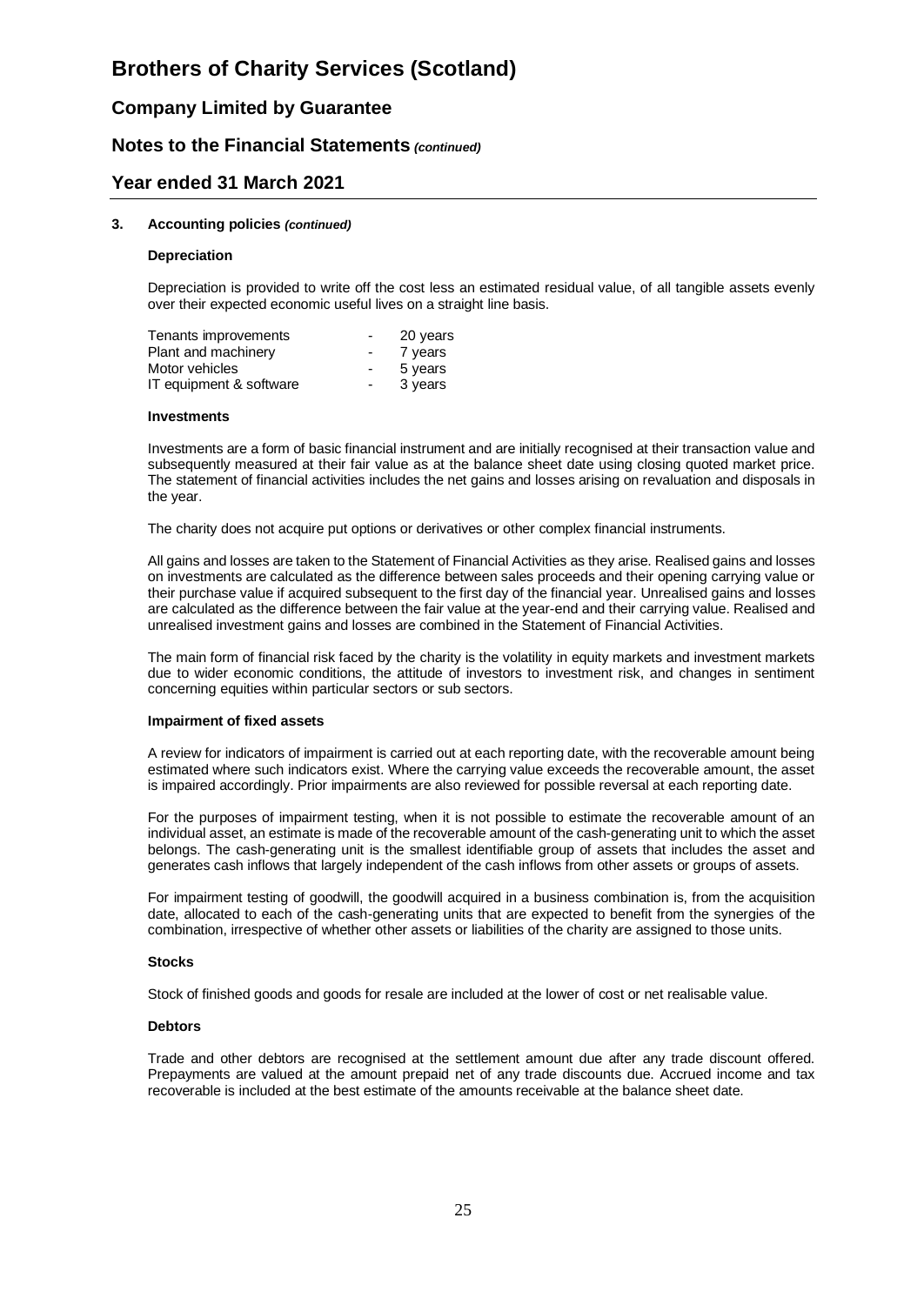### 3. Accounting policies *(continued)*

**Depreciation**

Depreciation is provided to write off the cost less an estimated residual value, of all tangible assets evenly over their expected economic useful lives on a straight line basis.

| | | |
|---|---|---|
| Tenants improvements | - | 20 years |
| Plant and machinery | - | 7 years |
| Motor vehicles | - | 5 years |
| IT equipment & software | - | 3 years |

**Investments**

Investments are a form of basic financial instrument and are initially recognised at their transaction value and subsequently measured at their fair value as at the balance sheet date using closing quoted market price. The statement of financial activities includes the net gains and losses arising on revaluation and disposals in the year.

The charity does not acquire put options or derivatives or other complex financial instruments.

All gains and losses are taken to the Statement of Financial Activities as they arise. Realised gains and losses on investments are calculated as the difference between sales proceeds and their opening carrying value or their purchase value if acquired subsequent to the first day of the financial year. Unrealised gains and losses are calculated as the difference between the fair value at the year-end and their carrying value. Realised and unrealised investment gains and losses are combined in the Statement of Financial Activities.

The main form of financial risk faced by the charity is the volatility in equity markets and investment markets due to wider economic conditions, the attitude of investors to investment risk, and changes in sentiment concerning equities within particular sectors or sub sectors.

**Impairment of fixed assets**

A review for indicators of impairment is carried out at each reporting date, with the recoverable amount being estimated where such indicators exist. Where the carrying value exceeds the recoverable amount, the asset is impaired accordingly. Prior impairments are also reviewed for possible reversal at each reporting date.

For the purposes of impairment testing, when it is not possible to estimate the recoverable amount of an individual asset, an estimate is made of the recoverable amount of the cash-generating unit to which the asset belongs. The cash-generating unit is the smallest identifiable group of assets that includes the asset and generates cash inflows that largely independent of the cash inflows from other assets or groups of assets.

For impairment testing of goodwill, the goodwill acquired in a business combination is, from the acquisition date, allocated to each of the cash-generating units that are expected to benefit from the synergies of the combination, irrespective of whether other assets or liabilities of the charity are assigned to those units.

**Stocks**

Stock of finished goods and goods for resale are included at the lower of cost or net realisable value.

**Debtors**

Trade and other debtors are recognised at the settlement amount due after any trade discount offered. Prepayments are valued at the amount prepaid net of any trade discounts due. Accrued income and tax recoverable is included at the best estimate of the amounts receivable at the balance sheet date.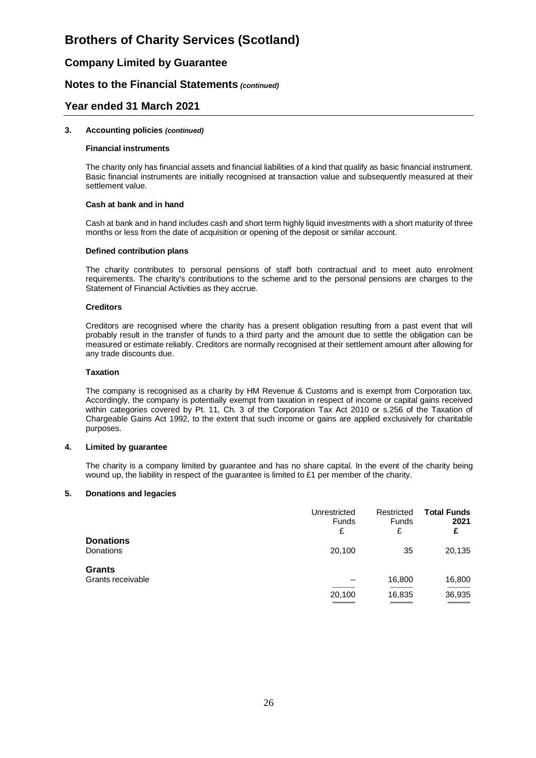# Brothers of Charity Services (Scotland)

## Company Limited by Guarantee

## Notes to the Financial Statements *(continued)*

## Year ended 31 March 2021

### 3. Accounting policies *(continued)*

**Financial instruments**

The charity only has financial assets and financial liabilities of a kind that qualify as basic financial instrument. Basic financial instruments are initially recognised at transaction value and subsequently measured at their settlement value.

**Cash at bank and in hand**

Cash at bank and in hand includes cash and short term highly liquid investments with a short maturity of three months or less from the date of acquisition or opening of the deposit or similar account.

**Defined contribution plans**

The charity contributes to personal pensions of staff both contractual and to meet auto enrolment requirements. The charity's contributions to the scheme and to the personal pensions are charges to the Statement of Financial Activities as they accrue.

**Creditors**

Creditors are recognised where the charity has a present obligation resulting from a past event that will probably result in the transfer of funds to a third party and the amount due to settle the obligation can be measured or estimate reliably. Creditors are normally recognised at their settlement amount after allowing for any trade discounts due.

**Taxation**

The company is recognised as a charity by HM Revenue & Customs and is exempt from Corporation tax. Accordingly, the company is potentially exempt from taxation in respect of income or capital gains received within categories covered by Pt. 11, Ch. 3 of the Corporation Tax Act 2010 or s.256 of the Taxation of Chargeable Gains Act 1992, to the extent that such income or gains are applied exclusively for charitable purposes.

### 4. Limited by guarantee

The charity is a company limited by guarantee and has no share capital. In the event of the charity being wound up, the liability in respect of the guarantee is limited to £1 per member of the charity.

### 5. Donations and legacies

| | Unrestricted Funds £ | Restricted Funds £ | **Total Funds 2021 £** |
|---|---|---|---|
| **Donations** | | | |
| Donations | 20,100 | 35 | 20,135 |
| **Grants** | | | |
| Grants receivable | – | 16,800 | 16,800 |
| | 20,100 | 16,835 | 36,935 |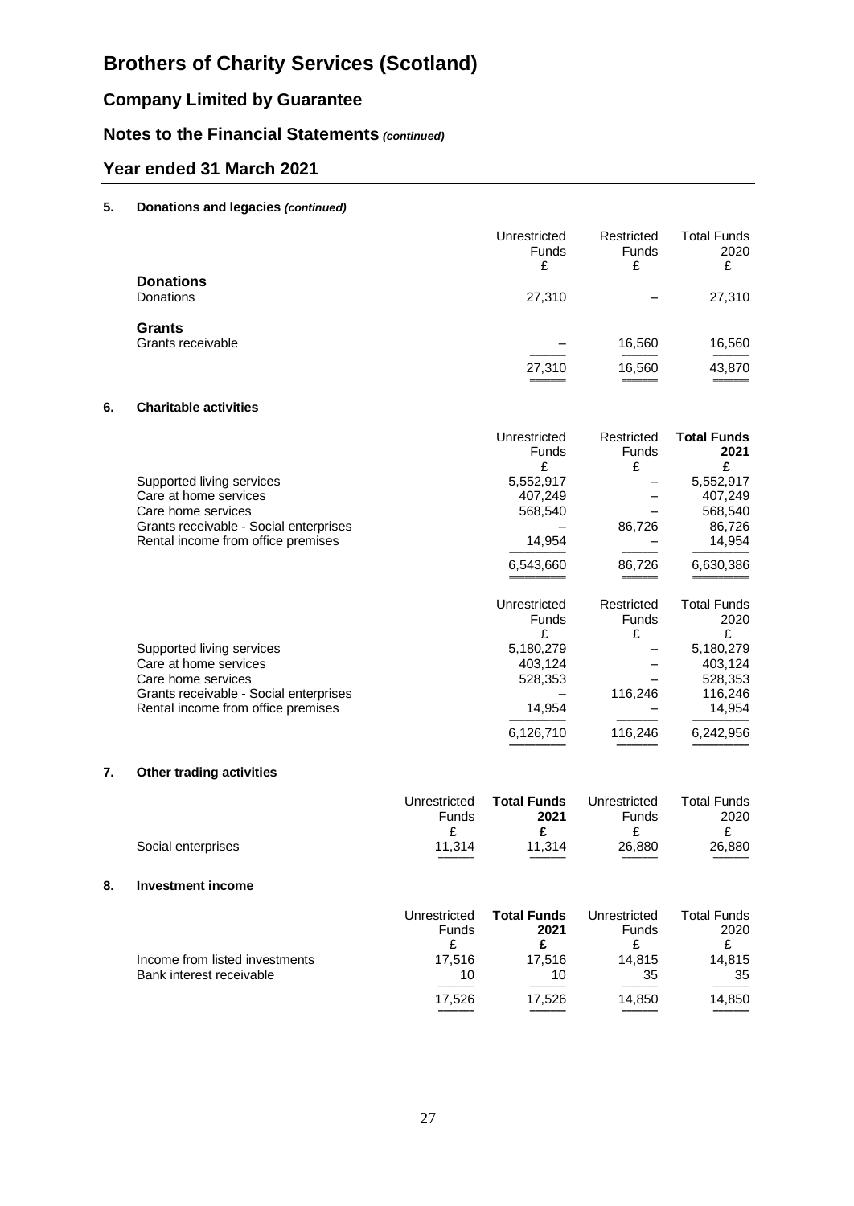# Brothers of Charity Services (Scotland)

## Company Limited by Guarantee

## Notes to the Financial Statements *(continued)*

## Year ended 31 March 2021

### 5. Donations and legacies *(continued)*

| | Unrestricted Funds £ | Restricted Funds £ | Total Funds 2020 £ |
|---|---|---|---|
| **Donations** | | | |
| Donations | 27,310 | – | 27,310 |
| **Grants** | | | |
| Grants receivable | – | 16,560 | 16,560 |
| | 27,310 | 16,560 | 43,870 |

### 6. Charitable activities

| | Unrestricted Funds £ | Restricted Funds £ | **Total Funds 2021 £** |
|---|---|---|---|
| Supported living services | 5,552,917 | – | 5,552,917 |
| Care at home services | 407,249 | – | 407,249 |
| Care home services | 568,540 | – | 568,540 |
| Grants receivable - Social enterprises | – | 86,726 | 86,726 |
| Rental income from office premises | 14,954 | – | 14,954 |
| | 6,543,660 | 86,726 | 6,630,386 |

| | Unrestricted Funds £ | Restricted Funds £ | Total Funds 2020 £ |
|---|---|---|---|
| Supported living services | 5,180,279 | – | 5,180,279 |
| Care at home services | 403,124 | – | 403,124 |
| Care home services | 528,353 | – | 528,353 |
| Grants receivable - Social enterprises | – | 116,246 | 116,246 |
| Rental income from office premises | 14,954 | – | 14,954 |
| | 6,126,710 | 116,246 | 6,242,956 |

### 7. Other trading activities

| | Unrestricted Funds £ | **Total Funds 2021 £** | Unrestricted Funds £ | Total Funds 2020 £ |
|---|---|---|---|---|
| Social enterprises | 11,314 | 11,314 | 26,880 | 26,880 |

### 8. Investment income

| | Unrestricted Funds £ | **Total Funds 2021 £** | Unrestricted Funds £ | Total Funds 2020 £ |
|---|---|---|---|---|
| Income from listed investments | 17,516 | 17,516 | 14,815 | 14,815 |
| Bank interest receivable | 10 | 10 | 35 | 35 |
| | 17,526 | 17,526 | 14,850 | 14,850 |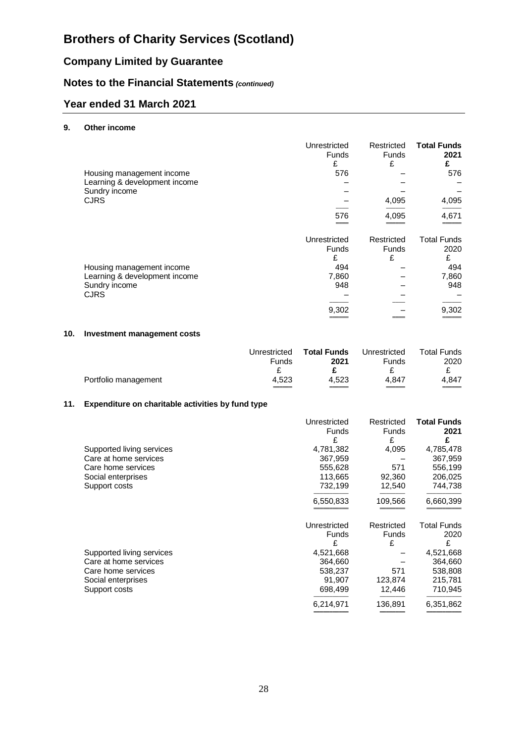# Brothers of Charity Services (Scotland)

## Company Limited by Guarantee

## Notes to the Financial Statements *(continued)*

## Year ended 31 March 2021

### 9. Other income

| | Unrestricted Funds £ | Restricted Funds £ | **Total Funds 2021 £** |
|---|---|---|---|
| Housing management income | 576 | – | 576 |
| Learning & development income | – | – | – |
| Sundry income | – | – | – |
| CJRS | – | 4,095 | 4,095 |
| | 576 | 4,095 | 4,671 |

| | Unrestricted Funds £ | Restricted Funds £ | Total Funds 2020 £ |
|---|---|---|---|
| Housing management income | 494 | – | 494 |
| Learning & development income | 7,860 | – | 7,860 |
| Sundry income | 948 | – | 948 |
| CJRS | – | – | – |
| | 9,302 | – | 9,302 |

### 10. Investment management costs

| | Unrestricted Funds £ | **Total Funds 2021 £** | Unrestricted Funds £ | Total Funds 2020 £ |
|---|---|---|---|---|
| Portfolio management | 4,523 | 4,523 | 4,847 | 4,847 |

### 11. Expenditure on charitable activities by fund type

| | Unrestricted Funds £ | Restricted Funds £ | **Total Funds 2021 £** |
|---|---|---|---|
| Supported living services | 4,781,382 | 4,095 | 4,785,478 |
| Care at home services | 367,959 | – | 367,959 |
| Care home services | 555,628 | 571 | 556,199 |
| Social enterprises | 113,665 | 92,360 | 206,025 |
| Support costs | 732,199 | 12,540 | 744,738 |
| | 6,550,833 | 109,566 | 6,660,399 |

| | Unrestricted Funds £ | Restricted Funds £ | Total Funds 2020 £ |
|---|---|---|---|
| Supported living services | 4,521,668 | – | 4,521,668 |
| Care at home services | 364,660 | – | 364,660 |
| Care home services | 538,237 | 571 | 538,808 |
| Social enterprises | 91,907 | 123,874 | 215,781 |
| Support costs | 698,499 | 12,446 | 710,945 |
| | 6,214,971 | 136,891 | 6,351,862 |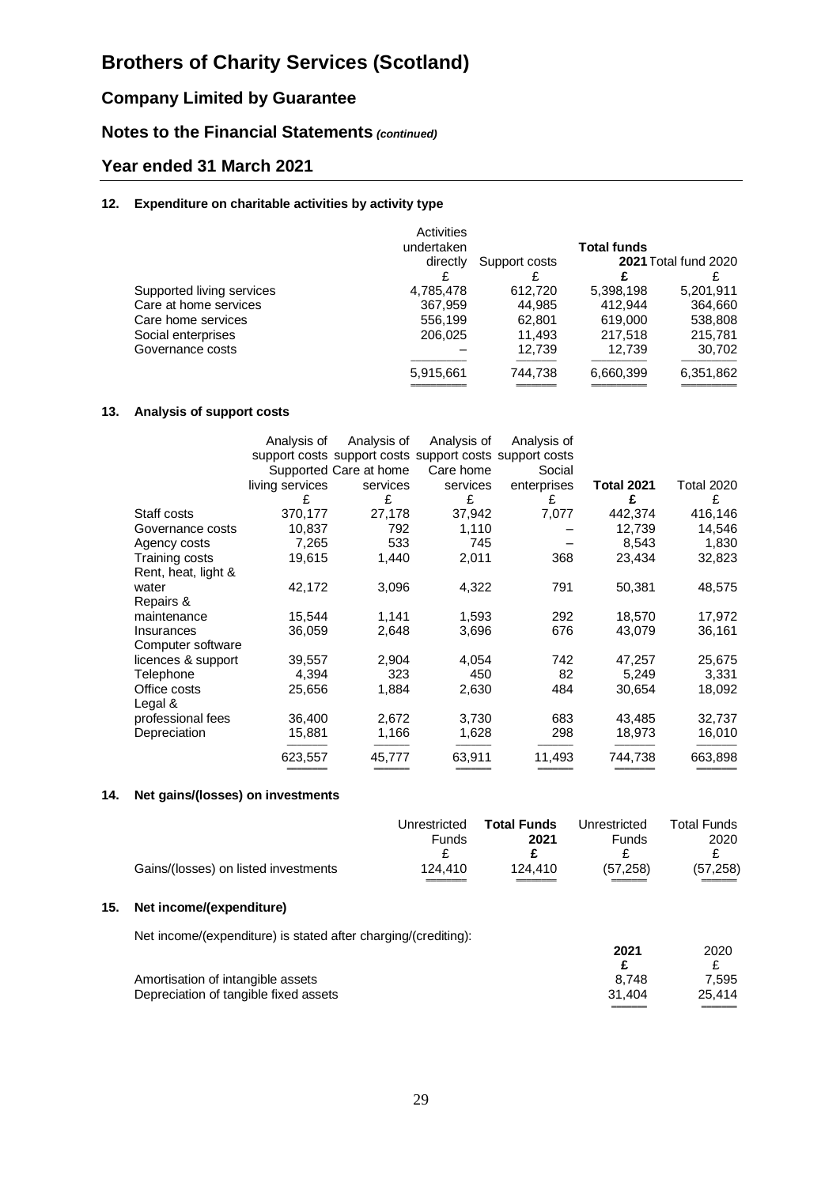# Brothers of Charity Services (Scotland)

## Company Limited by Guarantee

## Notes to the Financial Statements *(continued)*

## Year ended 31 March 2021

### 12. Expenditure on charitable activities by activity type

| | Activities undertaken directly | Support costs | Total funds 2021 | Total fund 2020 |
|---|---|---|---|---|
| | £ | £ | **£** | £ |
| Supported living services | 4,785,478 | 612,720 | 5,398,198 | 5,201,911 |
| Care at home services | 367,959 | 44,985 | 412,944 | 364,660 |
| Care home services | 556,199 | 62,801 | 619,000 | 538,808 |
| Social enterprises | 206,025 | 11,493 | 217,518 | 215,781 |
| Governance costs | – | 12,739 | 12,739 | 30,702 |
| | 5,915,661 | 744,738 | 6,660,399 | 6,351,862 |

### 13. Analysis of support costs

| | Analysis of support costs Supported living services | Analysis of support costs Care at home services | Analysis of support costs Care home services | Analysis of support costs Social enterprises | Total 2021 | Total 2020 |
|---|---|---|---|---|---|---|
| | £ | £ | £ | £ | **£** | £ |
| Staff costs | 370,177 | 27,178 | 37,942 | 7,077 | 442,374 | 416,146 |
| Governance costs | 10,837 | 792 | 1,110 | – | 12,739 | 14,546 |
| Agency costs | 7,265 | 533 | 745 | – | 8,543 | 1,830 |
| Training costs | 19,615 | 1,440 | 2,011 | 368 | 23,434 | 32,823 |
| Rent, heat, light & water | 42,172 | 3,096 | 4,322 | 791 | 50,381 | 48,575 |
| Repairs & maintenance | 15,544 | 1,141 | 1,593 | 292 | 18,570 | 17,972 |
| Insurances | 36,059 | 2,648 | 3,696 | 676 | 43,079 | 36,161 |
| Computer software licences & support | 39,557 | 2,904 | 4,054 | 742 | 47,257 | 25,675 |
| Telephone | 4,394 | 323 | 450 | 82 | 5,249 | 3,331 |
| Office costs | 25,656 | 1,884 | 2,630 | 484 | 30,654 | 18,092 |
| Legal & professional fees | 36,400 | 2,672 | 3,730 | 683 | 43,485 | 32,737 |
| Depreciation | 15,881 | 1,166 | 1,628 | 298 | 18,973 | 16,010 |
| | 623,557 | 45,777 | 63,911 | 11,493 | 744,738 | 663,898 |

### 14. Net gains/(losses) on investments

| | Unrestricted Funds | Total Funds 2021 | Unrestricted Funds | Total Funds 2020 |
|---|---|---|---|---|
| | £ | **£** | £ | £ |
| Gains/(losses) on listed investments | 124,410 | 124,410 | (57,258) | (57,258) |

### 15. Net income/(expenditure)

Net income/(expenditure) is stated after charging/(crediting):

| | 2021 | 2020 |
|---|---|---|
| | **£** | £ |
| Amortisation of intangible assets | 8,748 | 7,595 |
| Depreciation of tangible fixed assets | 31,404 | 25,414 |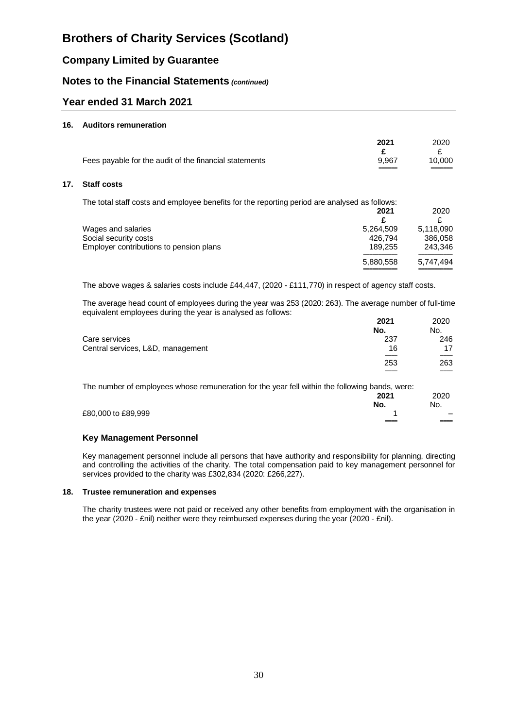# Brothers of Charity Services (Scotland)

## Company Limited by Guarantee

## Notes to the Financial Statements *(continued)*

## Year ended 31 March 2021

### 16. Auditors remuneration

| | 2021 | 2020 |
|---|---|---|
| | £ | £ |
| Fees payable for the audit of the financial statements | 9,967 | 10,000 |

### 17. Staff costs

The total staff costs and employee benefits for the reporting period are analysed as follows:

| | 2021 | 2020 |
|---|---|---|
| | £ | £ |
| Wages and salaries | 5,264,509 | 5,118,090 |
| Social security costs | 426,794 | 386,058 |
| Employer contributions to pension plans | 189,255 | 243,346 |
| | 5,880,558 | 5,747,494 |

The above wages & salaries costs include £44,447, (2020 - £111,770) in respect of agency staff costs.

The average head count of employees during the year was 253 (2020: 263). The average number of full-time equivalent employees during the year is analysed as follows:

| | 2021 | 2020 |
|---|---|---|
| | No. | No. |
| Care services | 237 | 246 |
| Central services, L&D, management | 16 | 17 |
| | 253 | 263 |

The number of employees whose remuneration for the year fell within the following bands, were:

| | 2021 | 2020 |
|---|---|---|
| | No. | No. |
| £80,000 to £89,999 | 1 | – |

#### Key Management Personnel

Key management personnel include all persons that have authority and responsibility for planning, directing and controlling the activities of the charity. The total compensation paid to key management personnel for services provided to the charity was £302,834 (2020: £266,227).

### 18. Trustee remuneration and expenses

The charity trustees were not paid or received any other benefits from employment with the organisation in the year (2020 - £nil) neither were they reimbursed expenses during the year (2020 - £nil).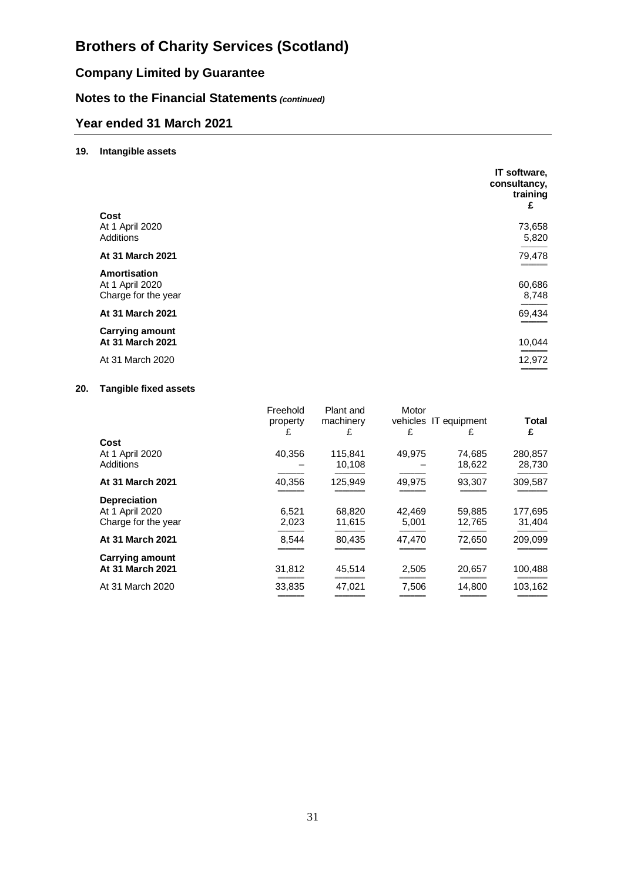# Brothers of Charity Services (Scotland)

## Company Limited by Guarantee

## Notes to the Financial Statements *(continued)*

## Year ended 31 March 2021

### 19. Intangible assets

| | IT software, consultancy, training £ |
|---|---|
| **Cost** | |
| At 1 April 2020 | 73,658 |
| Additions | 5,820 |
| **At 31 March 2021** | 79,478 |
| **Amortisation** | |
| At 1 April 2020 | 60,686 |
| Charge for the year | 8,748 |
| **At 31 March 2021** | 69,434 |
| **Carrying amount** | |
| **At 31 March 2021** | 10,044 |
| At 31 March 2020 | 12,972 |

### 20. Tangible fixed assets

| | Freehold property £ | Plant and machinery £ | Motor vehicles £ | IT equipment £ | **Total £** |
|---|---|---|---|---|---|
| **Cost** | | | | | |
| At 1 April 2020 | 40,356 | 115,841 | 49,975 | 74,685 | 280,857 |
| Additions | – | 10,108 | – | 18,622 | 28,730 |
| **At 31 March 2021** | 40,356 | 125,949 | 49,975 | 93,307 | 309,587 |
| **Depreciation** | | | | | |
| At 1 April 2020 | 6,521 | 68,820 | 42,469 | 59,885 | 177,695 |
| Charge for the year | 2,023 | 11,615 | 5,001 | 12,765 | 31,404 |
| **At 31 March 2021** | 8,544 | 80,435 | 47,470 | 72,650 | 209,099 |
| **Carrying amount** | | | | | |
| **At 31 March 2021** | 31,812 | 45,514 | 2,505 | 20,657 | 100,488 |
| At 31 March 2020 | 33,835 | 47,021 | 7,506 | 14,800 | 103,162 |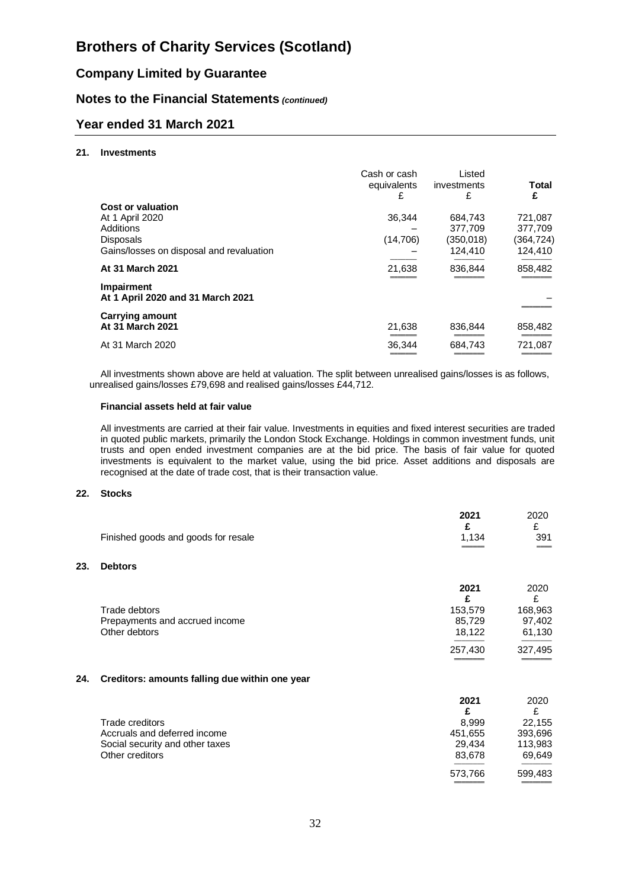# Brothers of Charity Services (Scotland)

## Company Limited by Guarantee

## Notes to the Financial Statements *(continued)*

## Year ended 31 March 2021

### 21. Investments

| | Cash or cash equivalents £ | Listed investments £ | **Total £** |
|---|---|---|---|
| **Cost or valuation** | | | |
| At 1 April 2020 | 36,344 | 684,743 | 721,087 |
| Additions | – | 377,709 | 377,709 |
| Disposals | (14,706) | (350,018) | (364,724) |
| Gains/losses on disposal and revaluation | – | 124,410 | 124,410 |
| **At 31 March 2021** | 21,638 | 836,844 | 858,482 |
| **Impairment** | | | |
| **At 1 April 2020 and 31 March 2021** | | | – |
| **Carrying amount** | | | |
| **At 31 March 2021** | 21,638 | 836,844 | 858,482 |
| At 31 March 2020 | 36,344 | 684,743 | 721,087 |

All investments shown above are held at valuation. The split between unrealised gains/losses is as follows, unrealised gains/losses £79,698 and realised gains/losses £44,712.

**Financial assets held at fair value**

All investments are carried at their fair value. Investments in equities and fixed interest securities are traded in quoted public markets, primarily the London Stock Exchange. Holdings in common investment funds, unit trusts and open ended investment companies are at the bid price. The basis of fair value for quoted investments is equivalent to the market value, using the bid price. Asset additions and disposals are recognised at the date of trade cost, that is their transaction value.

### 22. Stocks

| | **2021 £** | 2020 £ |
|---|---|---|
| Finished goods and goods for resale | 1,134 | 391 |

### 23. Debtors

| | **2021 £** | 2020 £ |
|---|---|---|
| Trade debtors | 153,579 | 168,963 |
| Prepayments and accrued income | 85,729 | 97,402 |
| Other debtors | 18,122 | 61,130 |
| | 257,430 | 327,495 |

### 24. Creditors: amounts falling due within one year

| | **2021 £** | 2020 £ |
|---|---|---|
| Trade creditors | 8,999 | 22,155 |
| Accruals and deferred income | 451,655 | 393,696 |
| Social security and other taxes | 29,434 | 113,983 |
| Other creditors | 83,678 | 69,649 |
| | 573,766 | 599,483 |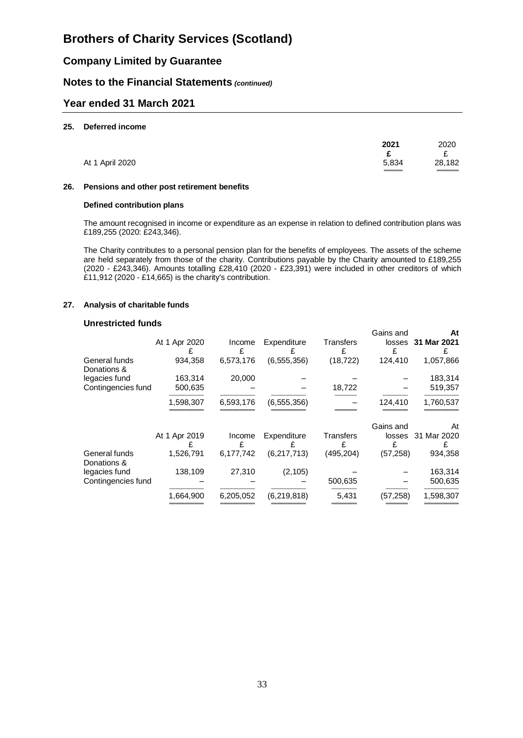# Brothers of Charity Services (Scotland)

## Company Limited by Guarantee

## Notes to the Financial Statements *(continued)*

## Year ended 31 March 2021

### 25. Deferred income

| | **2021** | 2020 |
|---|---|---|
| | **£** | £ |
| At 1 April 2020 | **5,834** | 28,182 |

### 26. Pensions and other post retirement benefits

**Defined contribution plans**

The amount recognised in income or expenditure as an expense in relation to defined contribution plans was £189,255 (2020: £243,346).

The Charity contributes to a personal pension plan for the benefits of employees. The assets of the scheme are held separately from those of the charity. Contributions payable by the Charity amounted to £189,255 (2020 - £243,346). Amounts totalling £28,410 (2020 - £23,391) were included in other creditors of which £11,912 (2020 - £14,665) is the charity's contribution.

### 27. Analysis of charitable funds

**Unrestricted funds**

| | At 1 Apr 2020 | Income | Expenditure | Transfers | Gains and losses | **At 31 Mar 2021** |
|---|---|---|---|---|---|---|
| | £ | £ | £ | £ | £ | £ |
| General funds | 934,358 | 6,573,176 | (6,555,356) | (18,722) | 124,410 | 1,057,866 |
| Donations & legacies fund | 163,314 | 20,000 | – | – | – | 183,314 |
| Contingencies fund | 500,635 | – | – | 18,722 | – | 519,357 |
| | 1,598,307 | 6,593,176 | (6,555,356) | – | 124,410 | 1,760,537 |

| | At 1 Apr 2019 | Income | Expenditure | Transfers | Gains and losses | At 31 Mar 2020 |
|---|---|---|---|---|---|---|
| | £ | £ | £ | £ | £ | £ |
| General funds | 1,526,791 | 6,177,742 | (6,217,713) | (495,204) | (57,258) | 934,358 |
| Donations & legacies fund | 138,109 | 27,310 | (2,105) | – | – | 163,314 |
| Contingencies fund | – | – | – | 500,635 | – | 500,635 |
| | 1,664,900 | 6,205,052 | (6,219,818) | 5,431 | (57,258) | 1,598,307 |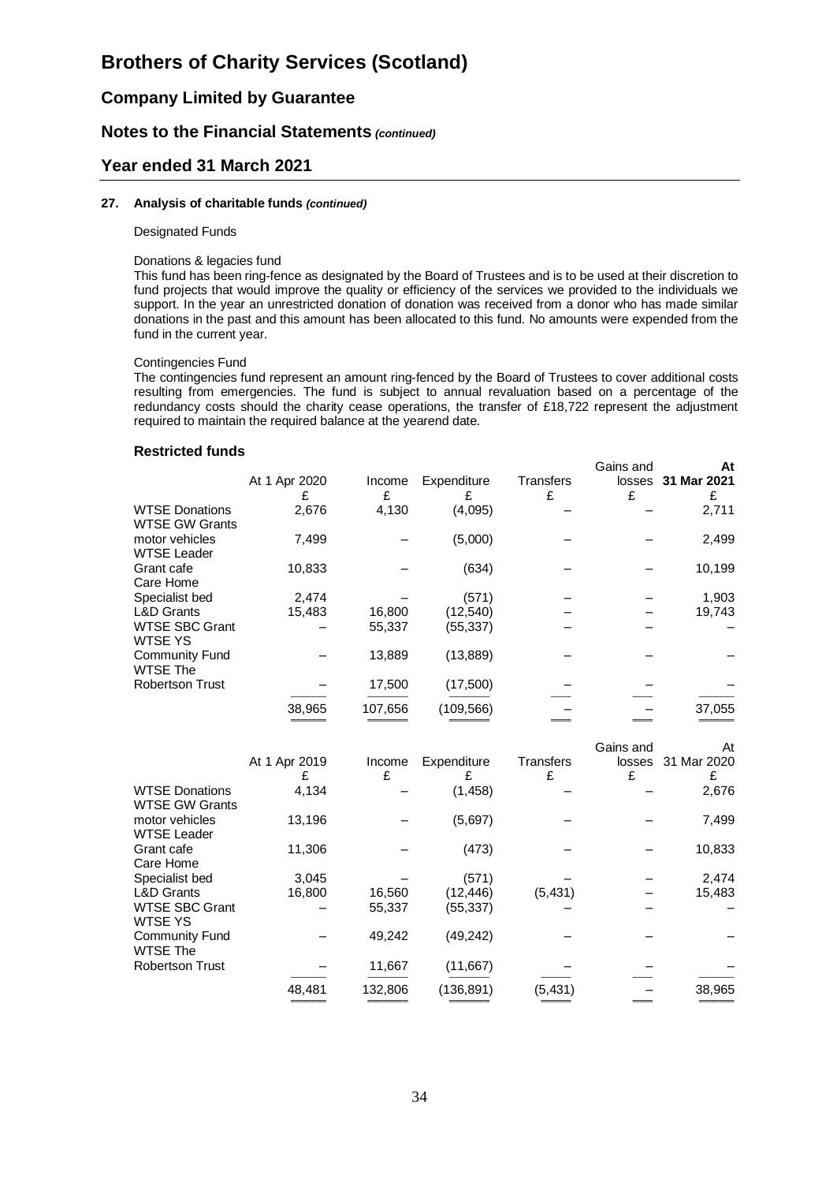# Brothers of Charity Services (Scotland)

## Company Limited by Guarantee

## Notes to the Financial Statements *(continued)*

## Year ended 31 March 2021

### 27. Analysis of charitable funds *(continued)*

Designated Funds

Donations & legacies fund

This fund has been ring-fence as designated by the Board of Trustees and is to be used at their discretion to fund projects that would improve the quality or efficiency of the services we provided to the individuals we support. In the year an unrestricted donation of donation was received from a donor who has made similar donations in the past and this amount has been allocated to this fund. No amounts were expended from the fund in the current year.

Contingencies Fund

The contingencies fund represent an amount ring-fenced by the Board of Trustees to cover additional costs resulting from emergencies. The fund is subject to annual revaluation based on a percentage of the redundancy costs should the charity cease operations, the transfer of £18,722 represent the adjustment required to maintain the required balance at the yearend date.

**Restricted funds**

| | At 1 Apr 2020 £ | Income £ | Expenditure £ | Transfers £ | Gains and losses £ | **At 31 Mar 2021** £ |
|---|---|---|---|---|---|---|
| WTSE Donations | 2,676 | 4,130 | (4,095) | – | – | 2,711 |
| WTSE GW Grants motor vehicles | 7,499 | – | (5,000) | – | – | 2,499 |
| WTSE Leader Grant cafe | 10,833 | – | (634) | – | – | 10,199 |
| Care Home Specialist bed | 2,474 | – | (571) | – | – | 1,903 |
| L&D Grants | 15,483 | 16,800 | (12,540) | – | – | 19,743 |
| WTSE SBC Grant | – | 55,337 | (55,337) | – | – | – |
| WTSE YS Community Fund | – | 13,889 | (13,889) | – | – | – |
| WTSE The Robertson Trust | – | 17,500 | (17,500) | – | – | – |
| | 38,965 | 107,656 | (109,566) | – | – | 37,055 |

| | At 1 Apr 2019 £ | Income £ | Expenditure £ | Transfers £ | Gains and losses £ | At 31 Mar 2020 £ |
|---|---|---|---|---|---|---|
| WTSE Donations | 4,134 | – | (1,458) | – | – | 2,676 |
| WTSE GW Grants motor vehicles | 13,196 | – | (5,697) | – | – | 7,499 |
| WTSE Leader Grant cafe | 11,306 | – | (473) | – | – | 10,833 |
| Care Home Specialist bed | 3,045 | – | (571) | – | – | 2,474 |
| L&D Grants | 16,800 | 16,560 | (12,446) | (5,431) | – | 15,483 |
| WTSE SBC Grant | – | 55,337 | (55,337) | – | – | – |
| WTSE YS Community Fund | – | 49,242 | (49,242) | – | – | – |
| WTSE The Robertson Trust | – | 11,667 | (11,667) | – | – | – |
| | 48,481 | 132,806 | (136,891) | (5,431) | – | 38,965 |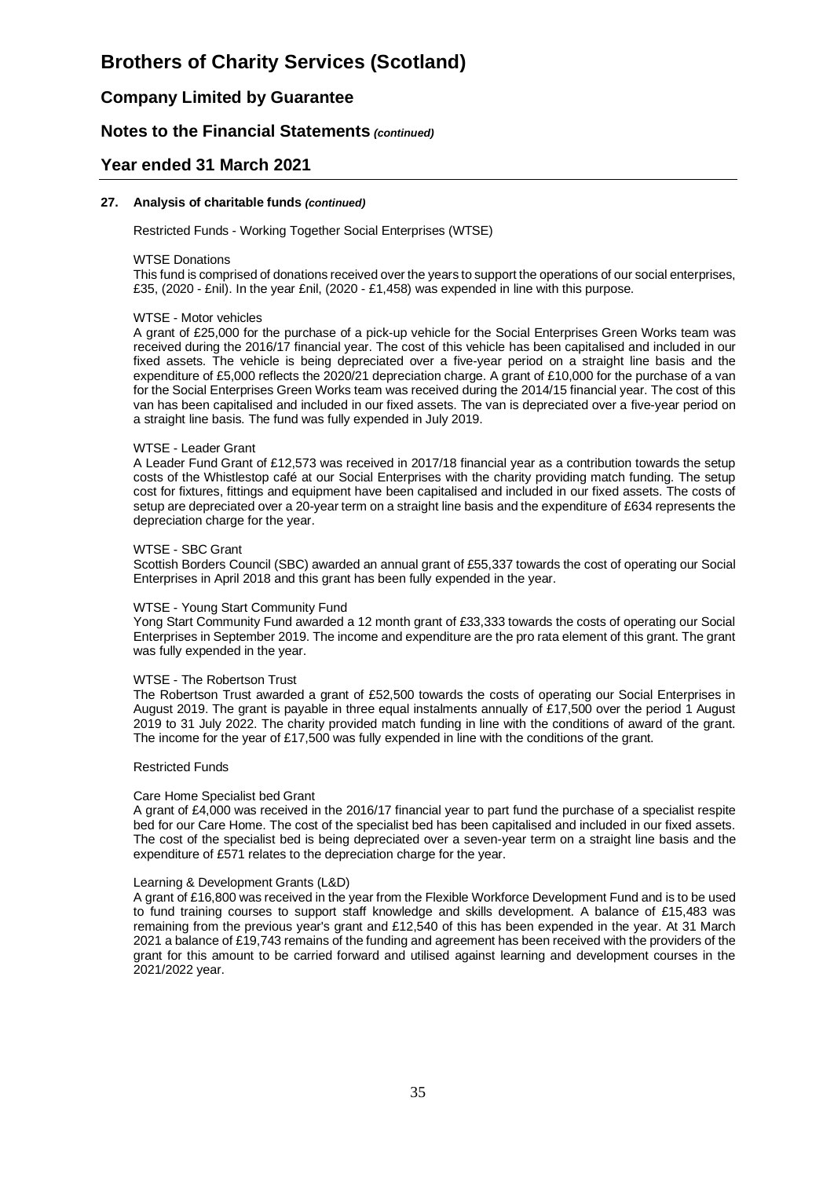### 27. Analysis of charitable funds *(continued)*

Restricted Funds - Working Together Social Enterprises (WTSE)

WTSE Donations

This fund is comprised of donations received over the years to support the operations of our social enterprises, £35, (2020 - £nil). In the year £nil, (2020 - £1,458) was expended in line with this purpose.

WTSE - Motor vehicles

A grant of £25,000 for the purchase of a pick-up vehicle for the Social Enterprises Green Works team was received during the 2016/17 financial year. The cost of this vehicle has been capitalised and included in our fixed assets. The vehicle is being depreciated over a five-year period on a straight line basis and the expenditure of £5,000 reflects the 2020/21 depreciation charge. A grant of £10,000 for the purchase of a van for the Social Enterprises Green Works team was received during the 2014/15 financial year. The cost of this van has been capitalised and included in our fixed assets. The van is depreciated over a five-year period on a straight line basis. The fund was fully expended in July 2019.

WTSE - Leader Grant

A Leader Fund Grant of £12,573 was received in 2017/18 financial year as a contribution towards the setup costs of the Whistlestop café at our Social Enterprises with the charity providing match funding. The setup cost for fixtures, fittings and equipment have been capitalised and included in our fixed assets. The costs of setup are depreciated over a 20-year term on a straight line basis and the expenditure of £634 represents the depreciation charge for the year.

WTSE - SBC Grant

Scottish Borders Council (SBC) awarded an annual grant of £55,337 towards the cost of operating our Social Enterprises in April 2018 and this grant has been fully expended in the year.

WTSE - Young Start Community Fund

Yong Start Community Fund awarded a 12 month grant of £33,333 towards the costs of operating our Social Enterprises in September 2019. The income and expenditure are the pro rata element of this grant. The grant was fully expended in the year.

WTSE - The Robertson Trust

The Robertson Trust awarded a grant of £52,500 towards the costs of operating our Social Enterprises in August 2019. The grant is payable in three equal instalments annually of £17,500 over the period 1 August 2019 to 31 July 2022. The charity provided match funding in line with the conditions of award of the grant. The income for the year of £17,500 was fully expended in line with the conditions of the grant.

Restricted Funds

Care Home Specialist bed Grant

A grant of £4,000 was received in the 2016/17 financial year to part fund the purchase of a specialist respite bed for our Care Home. The cost of the specialist bed has been capitalised and included in our fixed assets. The cost of the specialist bed is being depreciated over a seven-year term on a straight line basis and the expenditure of £571 relates to the depreciation charge for the year.

Learning & Development Grants (L&D)

A grant of £16,800 was received in the year from the Flexible Workforce Development Fund and is to be used to fund training courses to support staff knowledge and skills development. A balance of £15,483 was remaining from the previous year's grant and £12,540 of this has been expended in the year. At 31 March 2021 a balance of £19,743 remains of the funding and agreement has been received with the providers of the grant for this amount to be carried forward and utilised against learning and development courses in the 2021/2022 year.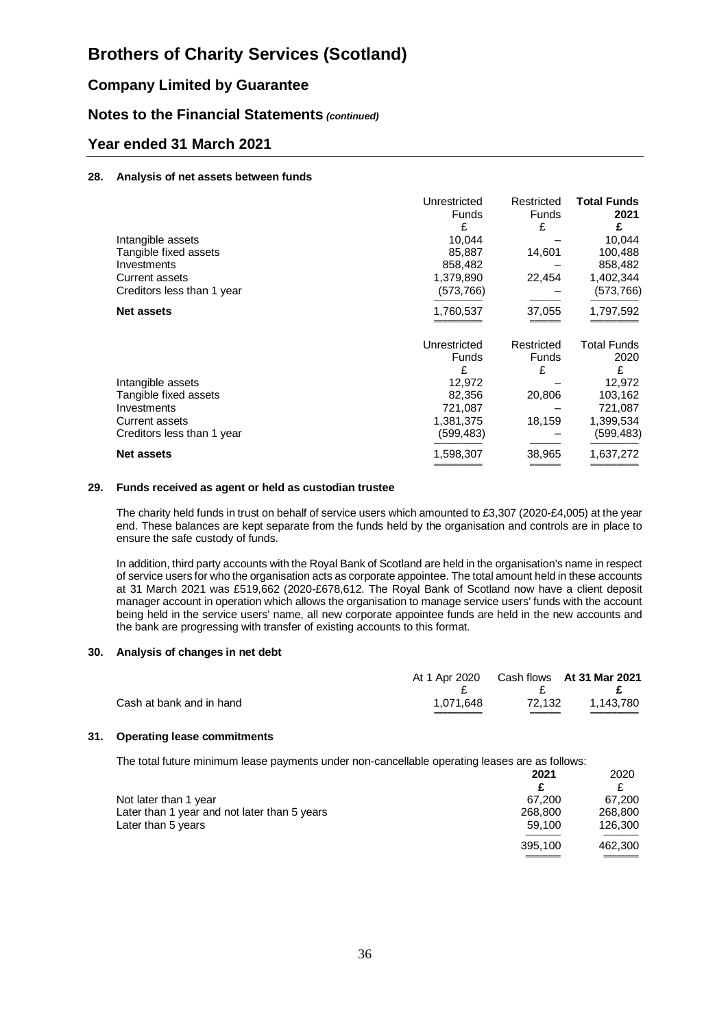# Brothers of Charity Services (Scotland)

## Company Limited by Guarantee

## Notes to the Financial Statements *(continued)*

## Year ended 31 March 2021

### 28. Analysis of net assets between funds

| | Unrestricted Funds | Restricted Funds | **Total Funds 2021** |
|---|---|---|---|
| | £ | £ | **£** |
| Intangible assets | 10,044 | – | 10,044 |
| Tangible fixed assets | 85,887 | 14,601 | 100,488 |
| Investments | 858,482 | – | 858,482 |
| Current assets | 1,379,890 | 22,454 | 1,402,344 |
| Creditors less than 1 year | (573,766) | – | (573,766) |
| **Net assets** | 1,760,537 | 37,055 | 1,797,592 |

| | Unrestricted Funds | Restricted Funds | Total Funds 2020 |
|---|---|---|---|
| | £ | £ | £ |
| Intangible assets | 12,972 | – | 12,972 |
| Tangible fixed assets | 82,356 | 20,806 | 103,162 |
| Investments | 721,087 | – | 721,087 |
| Current assets | 1,381,375 | 18,159 | 1,399,534 |
| Creditors less than 1 year | (599,483) | – | (599,483) |
| **Net assets** | 1,598,307 | 38,965 | 1,637,272 |

### 29. Funds received as agent or held as custodian trustee

The charity held funds in trust on behalf of service users which amounted to £3,307 (2020-£4,005) at the year end. These balances are kept separate from the funds held by the organisation and controls are in place to ensure the safe custody of funds.

In addition, third party accounts with the Royal Bank of Scotland are held in the organisation's name in respect of service users for who the organisation acts as corporate appointee. The total amount held in these accounts at 31 March 2021 was £519,662 (2020-£678,612. The Royal Bank of Scotland now have a client deposit manager account in operation which allows the organisation to manage service users' funds with the account being held in the service users' name, all new corporate appointee funds are held in the new accounts and the bank are progressing with transfer of existing accounts to this format.

### 30. Analysis of changes in net debt

| | At 1 Apr 2020 | Cash flows | **At 31 Mar 2021** |
|---|---|---|---|
| | £ | £ | **£** |
| Cash at bank and in hand | 1,071,648 | 72,132 | 1,143,780 |

### 31. Operating lease commitments

The total future minimum lease payments under non-cancellable operating leases are as follows:

| | **2021** | 2020 |
|---|---|---|
| | **£** | £ |
| Not later than 1 year | 67,200 | 67,200 |
| Later than 1 year and not later than 5 years | 268,800 | 268,800 |
| Later than 5 years | 59,100 | 126,300 |
| | 395,100 | 462,300 |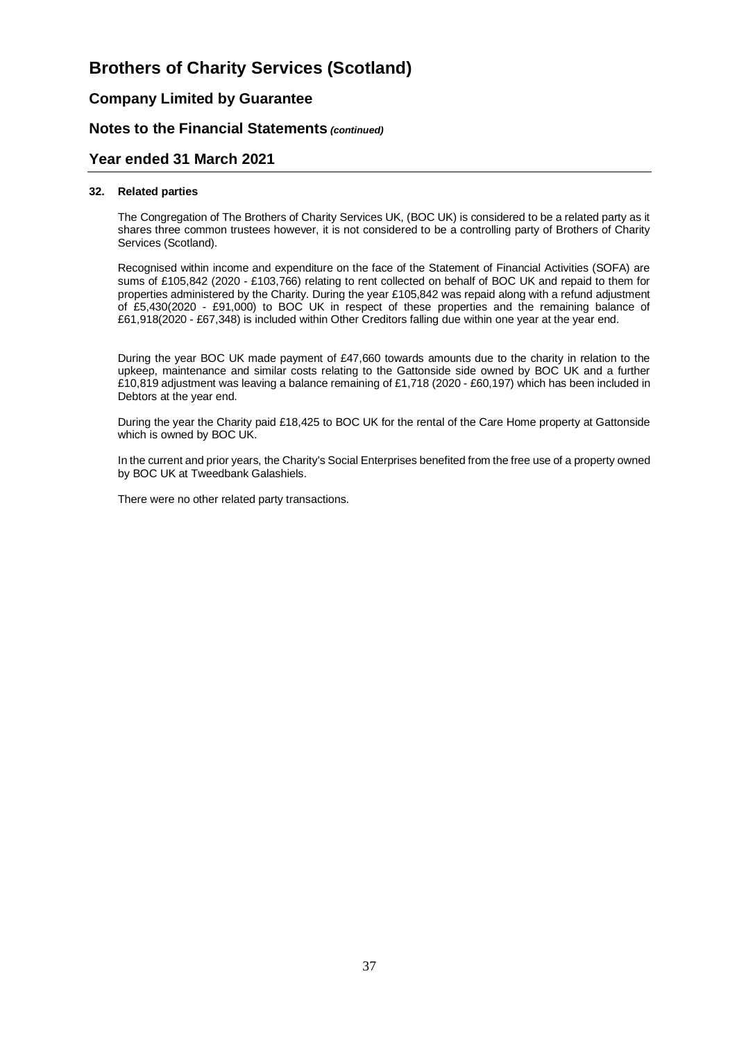# Brothers of Charity Services (Scotland)

## Company Limited by Guarantee

## Notes to the Financial Statements *(continued)*

## Year ended 31 March 2021

### 32. Related parties

The Congregation of The Brothers of Charity Services UK, (BOC UK) is considered to be a related party as it shares three common trustees however, it is not considered to be a controlling party of Brothers of Charity Services (Scotland).

Recognised within income and expenditure on the face of the Statement of Financial Activities (SOFA) are sums of £105,842 (2020 - £103,766) relating to rent collected on behalf of BOC UK and repaid to them for properties administered by the Charity. During the year £105,842 was repaid along with a refund adjustment of £5,430(2020 - £91,000) to BOC UK in respect of these properties and the remaining balance of £61,918(2020 - £67,348) is included within Other Creditors falling due within one year at the year end.

During the year BOC UK made payment of £47,660 towards amounts due to the charity in relation to the upkeep, maintenance and similar costs relating to the Gattonside side owned by BOC UK and a further £10,819 adjustment was leaving a balance remaining of £1,718 (2020 - £60,197) which has been included in Debtors at the year end.

During the year the Charity paid £18,425 to BOC UK for the rental of the Care Home property at Gattonside which is owned by BOC UK.

In the current and prior years, the Charity's Social Enterprises benefited from the free use of a property owned by BOC UK at Tweedbank Galashiels.

There were no other related party transactions.